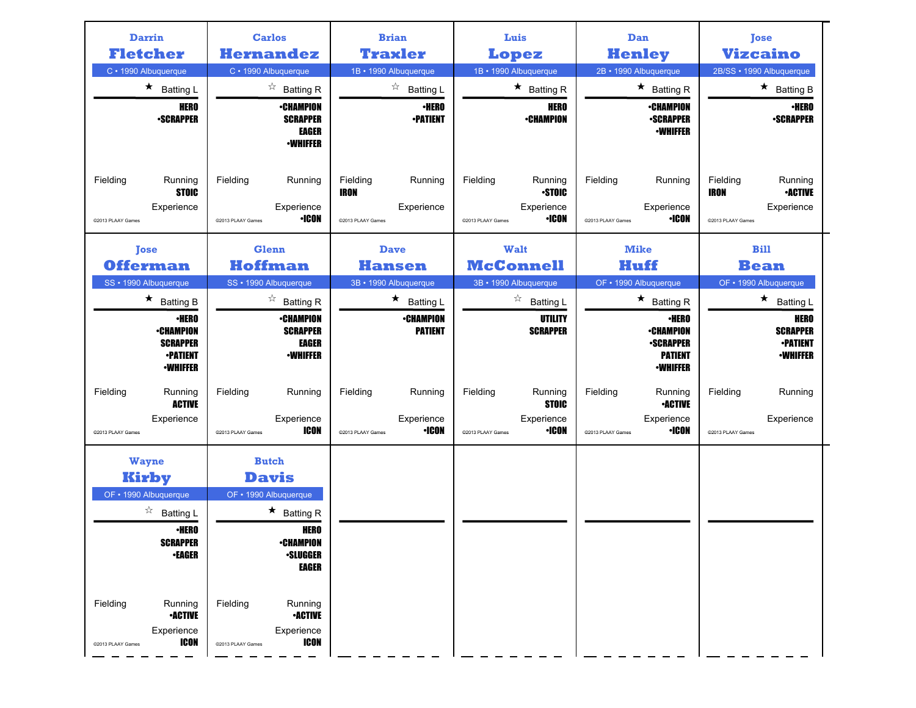## Darrin Fletcher

C • 1990 Albuquerque

★ Batting L

HERO
•SCRAPPER

Fielding

Running
STOIC

Experience

©2013 PLAAY Games

## Carlos Hernandez

C • 1990 Albuquerque

☆ Batting R

•CHAMPION
SCRAPPER
EAGER
•WHIFFER

Fielding

Running

Experience
•ICON

©2013 PLAAY Games

## Brian Traxler

1B • 1990 Albuquerque

☆ Batting L

•HERO
•PATIENT

Fielding
IRON

Running

Experience

©2013 PLAAY Games

## Luis Lopez

1B • 1990 Albuquerque

★ Batting R

HERO
•CHAMPION

Fielding

Running
•STOIC

Experience
•ICON

©2013 PLAAY Games

## Dan Henley

2B • 1990 Albuquerque

★ Batting R

•CHAMPION
•SCRAPPER
•WHIFFER

Fielding

Running

Experience
•ICON

©2013 PLAAY Games

## Jose Vizcaino

2B/SS • 1990 Albuquerque

★ Batting B

•HERO
•SCRAPPER

Fielding
IRON

Running
•ACTIVE

Experience

©2013 PLAAY Games

## Jose Offerman

SS • 1990 Albuquerque

★ Batting B

•HERO
•CHAMPION
SCRAPPER
•PATIENT
•WHIFFER

Fielding

Running
ACTIVE

Experience

©2013 PLAAY Games

## Glenn Hoffman

SS • 1990 Albuquerque

☆ Batting R

•CHAMPION
SCRAPPER
EAGER
•WHIFFER

Fielding

Running

Experience
ICON

©2013 PLAAY Games

## Dave Hansen

3B • 1990 Albuquerque

★ Batting L

•CHAMPION
PATIENT

Fielding

Running

Experience
•ICON

©2013 PLAAY Games

## Walt McConnell

3B • 1990 Albuquerque

☆ Batting L

UTILITY
SCRAPPER

Fielding

Running
STOIC

Experience
•ICON

©2013 PLAAY Games

## Mike Huff

OF • 1990 Albuquerque

★ Batting R

•HERO
•CHAMPION
•SCRAPPER
PATIENT
•WHIFFER

Fielding

Running
•ACTIVE

Experience
•ICON

©2013 PLAAY Games

## Bill Bean

OF • 1990 Albuquerque

★ Batting L

HERO
SCRAPPER
•PATIENT
•WHIFFER

Fielding

Running

Experience

©2013 PLAAY Games

## Wayne Kirby

OF • 1990 Albuquerque

☆ Batting L

•HERO
SCRAPPER
•EAGER

Fielding

Running
•ACTIVE

Experience
ICON

©2013 PLAAY Games

## Butch Davis

OF • 1990 Albuquerque

★ Batting R

HERO
•CHAMPION
•SLUGGER
EAGER

Fielding

Running
•ACTIVE

Experience
ICON

©2013 PLAAY Games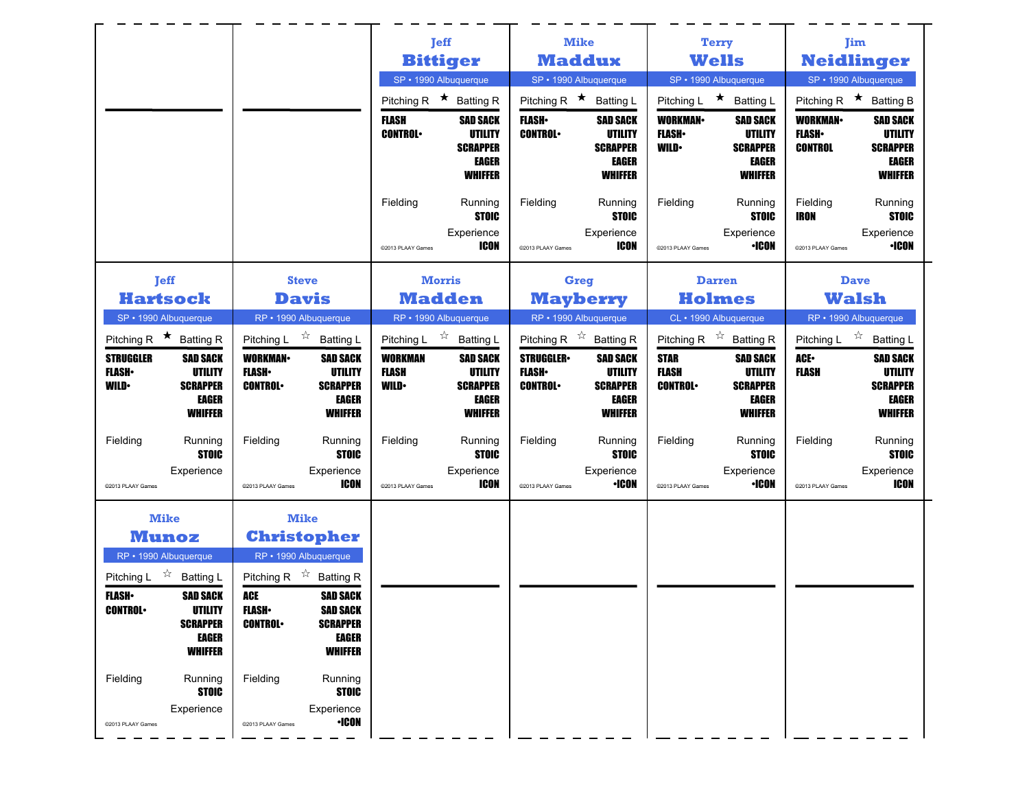## Jeff Bittiger

SP • 1990 Albuquerque

Pitching R ★ Batting R

**FLASH**
**CONTROL•**

**SAD SACK**
**UTILITY**
**SCRAPPER**
**EAGER**
**WHIFFER**

Fielding

Running
**STOIC**

Experience
**ICON**

©2013 PLAAY Games

## Mike Maddux

SP • 1990 Albuquerque

Pitching R ★ Batting L

**FLASH•**
**CONTROL•**

**SAD SACK**
**UTILITY**
**SCRAPPER**
**EAGER**
**WHIFFER**

Fielding

Running
**STOIC**

Experience
**ICON**

©2013 PLAAY Games

## Terry Wells

SP • 1990 Albuquerque

Pitching L ★ Batting L

**WORKMAN•**
**FLASH•**
**WILD•**

**SAD SACK**
**UTILITY**
**SCRAPPER**
**EAGER**
**WHIFFER**

Fielding

Running
**STOIC**

Experience
**•ICON**

©2013 PLAAY Games

## Jim Neidlinger

SP • 1990 Albuquerque

Pitching R ★ Batting B

**WORKMAN•**
**FLASH•**
**CONTROL**

**SAD SACK**
**UTILITY**
**SCRAPPER**
**EAGER**
**WHIFFER**

Fielding
**IRON**

Running
**STOIC**

Experience
**•ICON**

©2013 PLAAY Games

## Jeff Hartsock

SP • 1990 Albuquerque

Pitching R ★ Batting R

**STRUGGLER**
**FLASH•**
**WILD•**

**SAD SACK**
**UTILITY**
**SCRAPPER**
**EAGER**
**WHIFFER**

Fielding

Running
**STOIC**

Experience

©2013 PLAAY Games

## Steve Davis

RP • 1990 Albuquerque

Pitching L ☆ Batting L

**WORKMAN•**
**FLASH•**
**CONTROL•**

**SAD SACK**
**UTILITY**
**SCRAPPER**
**EAGER**
**WHIFFER**

Fielding

Running
**STOIC**

Experience
**ICON**

©2013 PLAAY Games

## Morris Madden

RP • 1990 Albuquerque

Pitching L ☆ Batting L

**WORKMAN**
**FLASH**
**WILD•**

**SAD SACK**
**UTILITY**
**SCRAPPER**
**EAGER**
**WHIFFER**

Fielding

Running
**STOIC**

Experience
**ICON**

©2013 PLAAY Games

## Greg Mayberry

RP • 1990 Albuquerque

Pitching R ☆ Batting R

**STRUGGLER•**
**FLASH•**
**CONTROL•**

**SAD SACK**
**UTILITY**
**SCRAPPER**
**EAGER**
**WHIFFER**

Fielding

Running
**STOIC**

Experience
**•ICON**

©2013 PLAAY Games

## Darren Holmes

CL • 1990 Albuquerque

Pitching R ☆ Batting R

**STAR**
**FLASH**
**CONTROL•**

**SAD SACK**
**UTILITY**
**SCRAPPER**
**EAGER**
**WHIFFER**

Fielding

Running
**STOIC**

Experience
**•ICON**

©2013 PLAAY Games

## Dave Walsh

RP • 1990 Albuquerque

Pitching L ☆ Batting L

**ACE•**
**FLASH**

**SAD SACK**
**UTILITY**
**SCRAPPER**
**EAGER**
**WHIFFER**

Fielding

Running
**STOIC**

Experience
**ICON**

©2013 PLAAY Games

## Mike Munoz

RP • 1990 Albuquerque

Pitching L ☆ Batting L

**FLASH•**
**CONTROL•**

**SAD SACK**
**UTILITY**
**SCRAPPER**
**EAGER**
**WHIFFER**

Fielding

Running
**STOIC**

Experience

©2013 PLAAY Games

## Mike Christopher

RP • 1990 Albuquerque

Pitching R ☆ Batting R

**ACE**
**FLASH•**
**CONTROL•**

**SAD SACK**
**SAD SACK**
**SCRAPPER**
**EAGER**
**WHIFFER**

Fielding

Running
**STOIC**

Experience
**•ICON**

©2013 PLAAY Games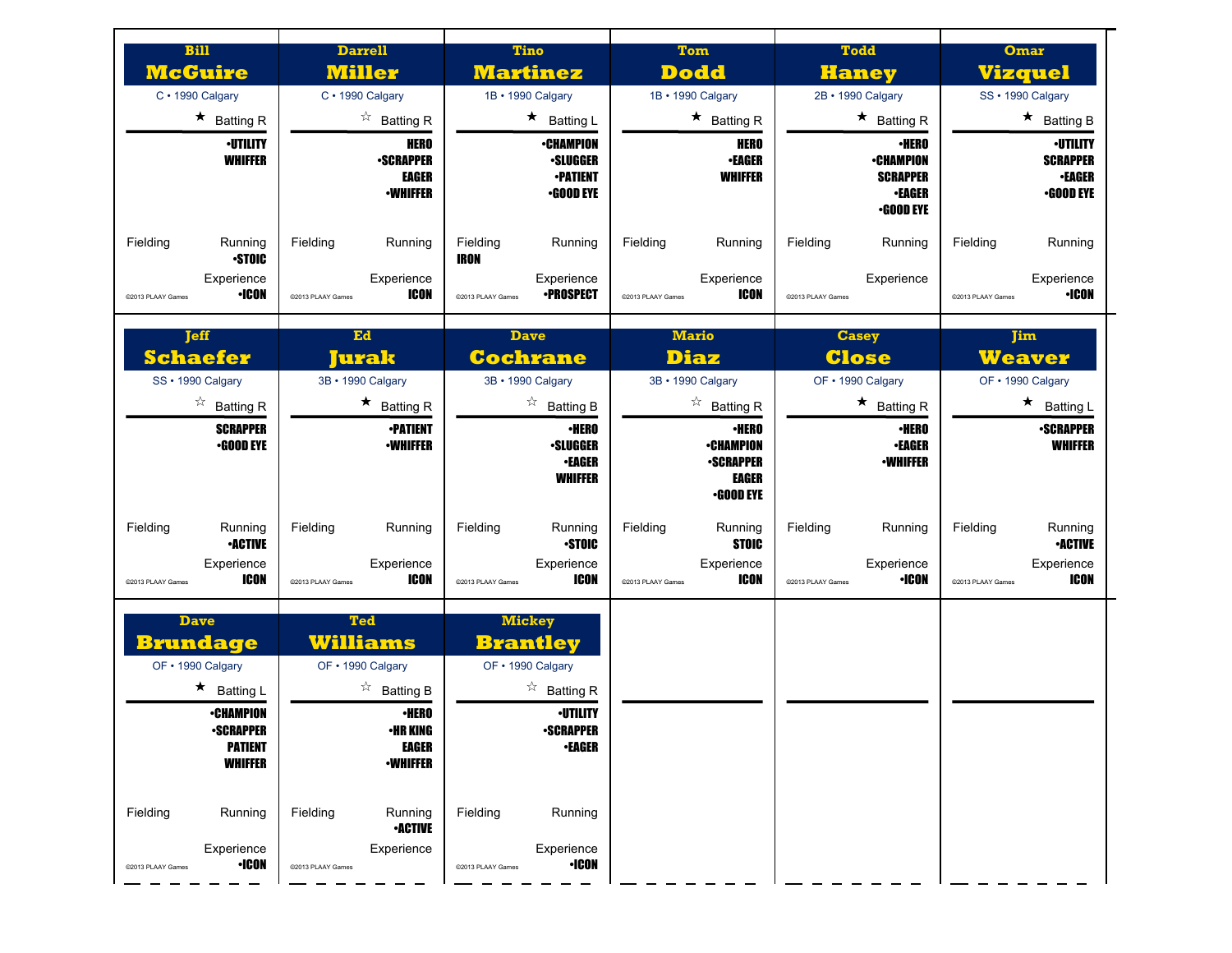## Bill McGuire

C • 1990 Calgary

★ Batting R

•UTILITY
WHIFFER

Fielding

Running
•STOIC

Experience
•ICON

©2013 PLAAY Games

## Darrell Miller

C • 1990 Calgary

☆ Batting R

HERO
•SCRAPPER
EAGER
•WHIFFER

Fielding

Running

Experience
ICON

©2013 PLAAY Games

## Tino Martinez

1B • 1990 Calgary

★ Batting L

•CHAMPION
•SLUGGER
•PATIENT
•GOOD EYE

Fielding
IRON

Running

Experience
•PROSPECT

©2013 PLAAY Games

## Tom Dodd

1B • 1990 Calgary

★ Batting R

HERO
•EAGER
WHIFFER

Fielding

Running

Experience
ICON

©2013 PLAAY Games

## Todd Haney

2B • 1990 Calgary

★ Batting R

•HERO
•CHAMPION
SCRAPPER
•EAGER
•GOOD EYE

Fielding

Running

Experience

©2013 PLAAY Games

## Omar Vizquel

SS • 1990 Calgary

★ Batting B

•UTILITY
SCRAPPER
•EAGER
•GOOD EYE

Fielding

Running

Experience
•ICON

©2013 PLAAY Games

## Jeff Schaefer

SS • 1990 Calgary

☆ Batting R

SCRAPPER
•GOOD EYE

Fielding

Running
•ACTIVE

Experience
ICON

©2013 PLAAY Games

## Ed Jurak

3B • 1990 Calgary

★ Batting R

•PATIENT
•WHIFFER

Fielding

Running

Experience
ICON

©2013 PLAAY Games

## Dave Cochrane

3B • 1990 Calgary

☆ Batting B

•HERO
•SLUGGER
•EAGER
WHIFFER

Fielding

Running
•STOIC

Experience
ICON

©2013 PLAAY Games

## Mario Diaz

3B • 1990 Calgary

☆ Batting R

•HERO
•CHAMPION
•SCRAPPER
EAGER
•GOOD EYE

Fielding

Running
STOIC

Experience
ICON

©2013 PLAAY Games

## Casey Close

OF • 1990 Calgary

★ Batting R

•HERO
•EAGER
•WHIFFER

Fielding

Running

Experience
•ICON

©2013 PLAAY Games

## Jim Weaver

OF • 1990 Calgary

★ Batting L

•SCRAPPER
WHIFFER

Fielding

Running
•ACTIVE

Experience
ICON

©2013 PLAAY Games

## Dave Brundage

OF • 1990 Calgary

★ Batting L

•CHAMPION
•SCRAPPER
PATIENT
WHIFFER

Fielding

Running

Experience
•ICON

©2013 PLAAY Games

## Ted Williams

OF • 1990 Calgary

☆ Batting B

•HERO
•HR KING
EAGER
•WHIFFER

Fielding

Running
•ACTIVE

Experience

©2013 PLAAY Games

## Mickey Brantley

OF • 1990 Calgary

☆ Batting R

•UTILITY
•SCRAPPER
•EAGER

Fielding

Running

Experience
•ICON

©2013 PLAAY Games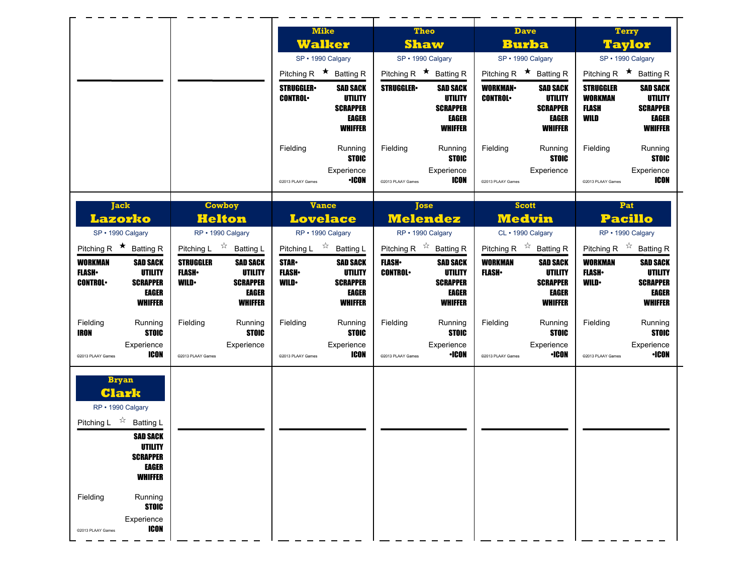## Mike Walker

SP • 1990 Calgary

Pitching R ★ Batting R

| Pitching | Batting |
|---|---|
| STRUGGLER• | SAD SACK |
| CONTROL• | UTILITY |
| | SCRAPPER |
| | EAGER |
| | WHIFFER |

Fielding

Running: STOIC

Experience: •ICON

©2013 PLAAY Games

## Theo Shaw

SP • 1990 Calgary

Pitching R ★ Batting R

| Pitching | Batting |
|---|---|
| STRUGGLER• | SAD SACK |
| | UTILITY |
| | SCRAPPER |
| | EAGER |
| | WHIFFER |

Fielding

Running: STOIC

Experience: ICON

©2013 PLAAY Games

## Dave Burba

SP • 1990 Calgary

Pitching R ★ Batting R

| Pitching | Batting |
|---|---|
| WORKMAN• | SAD SACK |
| CONTROL• | UTILITY |
| | SCRAPPER |
| | EAGER |
| | WHIFFER |

Fielding

Running: STOIC

Experience

©2013 PLAAY Games

## Terry Taylor

SP • 1990 Calgary

Pitching R ★ Batting R

| Pitching | Batting |
|---|---|
| STRUGGLER | SAD SACK |
| WORKMAN | UTILITY |
| FLASH | SCRAPPER |
| WILD | EAGER |
| | WHIFFER |

Fielding

Running: STOIC

Experience: ICON

©2013 PLAAY Games

## Jack Lazorko

SP • 1990 Calgary

Pitching R ★ Batting R

| Pitching | Batting |
|---|---|
| WORKMAN | SAD SACK |
| FLASH• | UTILITY |
| CONTROL• | SCRAPPER |
| | EAGER |
| | WHIFFER |

Fielding: IRON

Running: STOIC

Experience: ICON

©2013 PLAAY Games

## Cowboy Helton

RP • 1990 Calgary

Pitching L ☆ Batting L

| Pitching | Batting |
|---|---|
| STRUGGLER | SAD SACK |
| FLASH• | UTILITY |
| WILD• | SCRAPPER |
| | EAGER |
| | WHIFFER |

Fielding

Running: STOIC

Experience

©2013 PLAAY Games

## Vance Lovelace

RP • 1990 Calgary

Pitching L ☆ Batting L

| Pitching | Batting |
|---|---|
| STAR• | SAD SACK |
| FLASH• | UTILITY |
| WILD• | SCRAPPER |
| | EAGER |
| | WHIFFER |

Fielding

Running: STOIC

Experience: ICON

©2013 PLAAY Games

## Jose Melendez

RP • 1990 Calgary

Pitching R ☆ Batting R

| Pitching | Batting |
|---|---|
| FLASH• | SAD SACK |
| CONTROL• | UTILITY |
| | SCRAPPER |
| | EAGER |
| | WHIFFER |

Fielding

Running: STOIC

Experience: •ICON

©2013 PLAAY Games

## Scott Medvin

CL • 1990 Calgary

Pitching R ☆ Batting R

| Pitching | Batting |
|---|---|
| WORKMAN | SAD SACK |
| FLASH• | UTILITY |
| | SCRAPPER |
| | EAGER |
| | WHIFFER |

Fielding

Running: STOIC

Experience: •ICON

©2013 PLAAY Games

## Pat Pacillo

RP • 1990 Calgary

Pitching R ☆ Batting R

| Pitching | Batting |
|---|---|
| WORKMAN | SAD SACK |
| FLASH• | UTILITY |
| WILD• | SCRAPPER |
| | EAGER |
| | WHIFFER |

Fielding

Running: STOIC

Experience: •ICON

©2013 PLAAY Games

## Bryan Clark

RP • 1990 Calgary

Pitching L ☆ Batting L

| Pitching | Batting |
|---|---|
| | SAD SACK |
| | UTILITY |
| | SCRAPPER |
| | EAGER |
| | WHIFFER |

Fielding

Running: STOIC

Experience: ICON

©2013 PLAAY Games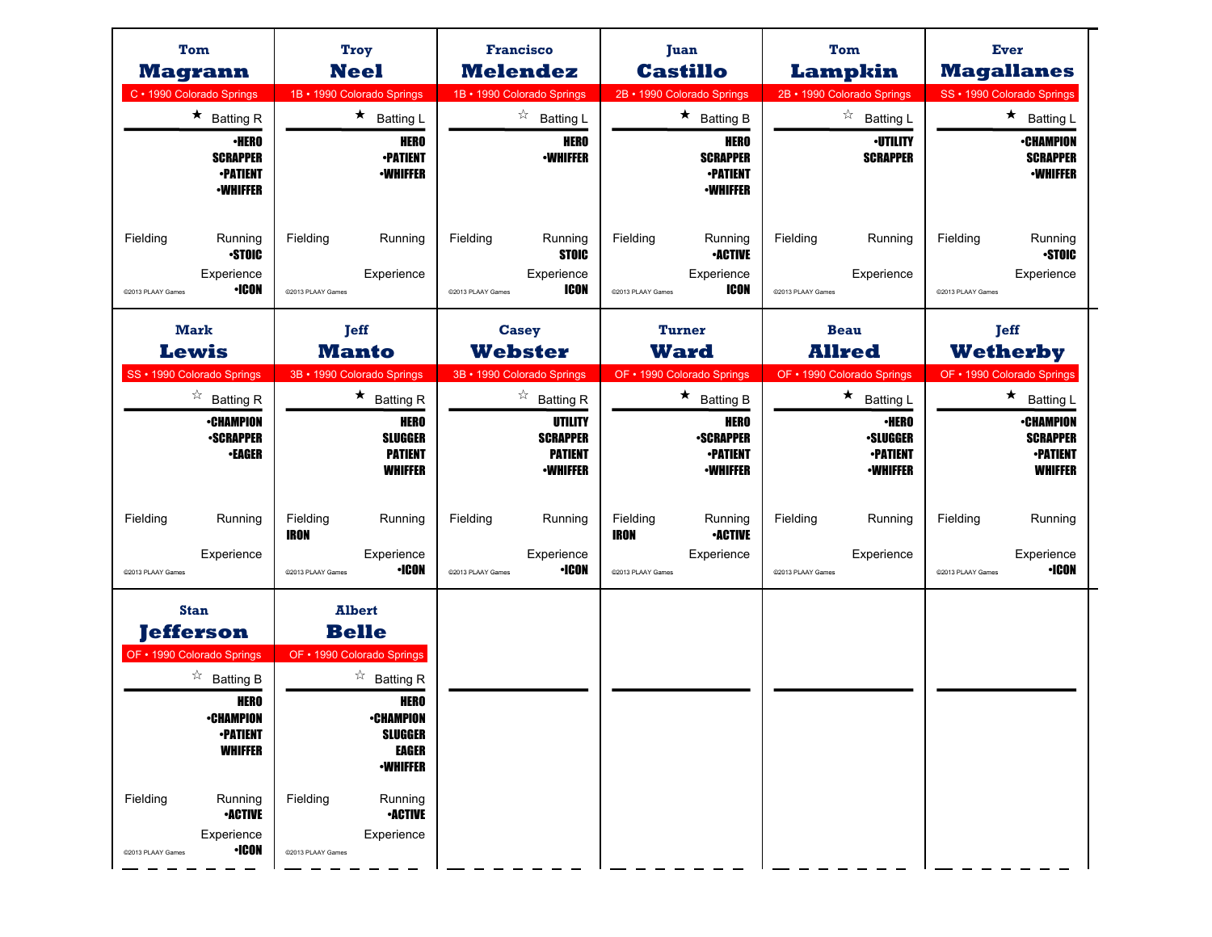## Tom Magrann
C • 1990 Colorado Springs

★ Batting R

- •HERO
- SCRAPPER
- •PATIENT
- •WHIFFER

Fielding

Running: •STOIC

Experience: •ICON

©2013 PLAAY Games

## Troy Neel
1B • 1990 Colorado Springs

★ Batting L

- HERO
- •PATIENT
- •WHIFFER

Fielding

Running

Experience

©2013 PLAAY Games

## Francisco Melendez
1B • 1990 Colorado Springs

☆ Batting L

- HERO
- •WHIFFER

Fielding

Running: STOIC

Experience: ICON

©2013 PLAAY Games

## Juan Castillo
2B • 1990 Colorado Springs

★ Batting B

- HERO
- SCRAPPER
- •PATIENT
- •WHIFFER

Fielding

Running: •ACTIVE

Experience: ICON

©2013 PLAAY Games

## Tom Lampkin
2B • 1990 Colorado Springs

☆ Batting L

- •UTILITY
- SCRAPPER

Fielding

Running

Experience

©2013 PLAAY Games

## Ever Magallanes
SS • 1990 Colorado Springs

★ Batting L

- •CHAMPION
- SCRAPPER
- •WHIFFER

Fielding

Running: •STOIC

Experience

©2013 PLAAY Games

## Mark Lewis
SS • 1990 Colorado Springs

☆ Batting R

- •CHAMPION
- •SCRAPPER
- •EAGER

Fielding

Running

Experience

©2013 PLAAY Games

## Jeff Manto
3B • 1990 Colorado Springs

★ Batting R

- HERO
- SLUGGER
- PATIENT
- WHIFFER

Fielding: IRON

Running

Experience: •ICON

©2013 PLAAY Games

## Casey Webster
3B • 1990 Colorado Springs

☆ Batting R

- UTILITY
- SCRAPPER
- PATIENT
- •WHIFFER

Fielding

Running

Experience: •ICON

©2013 PLAAY Games

## Turner Ward
OF • 1990 Colorado Springs

★ Batting B

- HERO
- •SCRAPPER
- •PATIENT
- •WHIFFER

Fielding: IRON

Running: •ACTIVE

Experience

©2013 PLAAY Games

## Beau Allred
OF • 1990 Colorado Springs

★ Batting L

- •HERO
- •SLUGGER
- •PATIENT
- •WHIFFER

Fielding

Running

Experience

©2013 PLAAY Games

## Jeff Wetherby
OF • 1990 Colorado Springs

★ Batting L

- •CHAMPION
- SCRAPPER
- •PATIENT
- WHIFFER

Fielding

Running

Experience: •ICON

©2013 PLAAY Games

## Stan Jefferson
OF • 1990 Colorado Springs

☆ Batting B

- HERO
- •CHAMPION
- •PATIENT
- WHIFFER

Fielding

Running: •ACTIVE

Experience: •ICON

©2013 PLAAY Games

## Albert Belle
OF • 1990 Colorado Springs

☆ Batting R

- HERO
- •CHAMPION
- SLUGGER
- EAGER
- •WHIFFER

Fielding

Running: •ACTIVE

Experience

©2013 PLAAY Games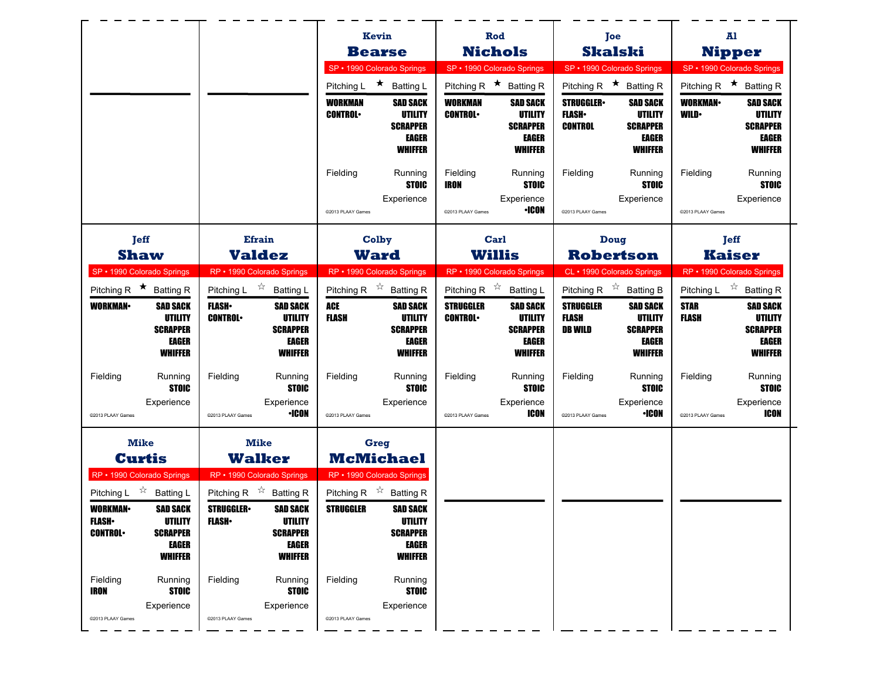## Kevin Bearse

SP • 1990 Colorado Springs

Pitching L ★ Batting L

WORKMAN
CONTROL•

SAD SACK
UTILITY
SCRAPPER
EAGER
WHIFFER

Fielding

Running
STOIC

Experience

©2013 PLAAY Games

## Rod Nichols

SP • 1990 Colorado Springs

Pitching R ★ Batting R

WORKMAN
CONTROL•

SAD SACK
UTILITY
SCRAPPER
EAGER
WHIFFER

Fielding
IRON

Running
STOIC

Experience
•ICON

©2013 PLAAY Games

## Joe Skalski

SP • 1990 Colorado Springs

Pitching R ★ Batting R

STRUGGLER•
FLASH•
CONTROL

SAD SACK
UTILITY
SCRAPPER
EAGER
WHIFFER

Fielding

Running
STOIC

Experience

©2013 PLAAY Games

## Al Nipper

SP • 1990 Colorado Springs

Pitching R ★ Batting R

WORKMAN•
WILD•

SAD SACK
UTILITY
SCRAPPER
EAGER
WHIFFER

Fielding

Running
STOIC

Experience

©2013 PLAAY Games

## Jeff Shaw

SP • 1990 Colorado Springs

Pitching R ★ Batting R

WORKMAN•

SAD SACK
UTILITY
SCRAPPER
EAGER
WHIFFER

Fielding

Running
STOIC

Experience

©2013 PLAAY Games

## Efrain Valdez

RP • 1990 Colorado Springs

Pitching L ☆ Batting L

FLASH•
CONTROL•

SAD SACK
UTILITY
SCRAPPER
EAGER
WHIFFER

Fielding

Running
STOIC

Experience
•ICON

©2013 PLAAY Games

## Colby Ward

RP • 1990 Colorado Springs

Pitching R ☆ Batting R

ACE
FLASH

SAD SACK
UTILITY
SCRAPPER
EAGER
WHIFFER

Fielding

Running
STOIC

Experience

©2013 PLAAY Games

## Carl Willis

RP • 1990 Colorado Springs

Pitching R ☆ Batting L

STRUGGLER
CONTROL•

SAD SACK
UTILITY
SCRAPPER
EAGER
WHIFFER

Fielding

Running
STOIC

Experience
ICON

©2013 PLAAY Games

## Doug Robertson

CL • 1990 Colorado Springs

Pitching R ☆ Batting B

STRUGGLER
FLASH
DB WILD

SAD SACK
UTILITY
SCRAPPER
EAGER
WHIFFER

Fielding

Running
STOIC

Experience
•ICON

©2013 PLAAY Games

## Jeff Kaiser

RP • 1990 Colorado Springs

Pitching L ☆ Batting R

STAR
FLASH

SAD SACK
UTILITY
SCRAPPER
EAGER
WHIFFER

Fielding

Running
STOIC

Experience
ICON

©2013 PLAAY Games

## Mike Curtis

RP • 1990 Colorado Springs

Pitching L ☆ Batting L

WORKMAN•
FLASH•
CONTROL•

SAD SACK
UTILITY
SCRAPPER
EAGER
WHIFFER

Fielding
IRON

Running
STOIC

Experience

©2013 PLAAY Games

## Mike Walker

RP • 1990 Colorado Springs

Pitching R ☆ Batting R

STRUGGLER•
FLASH•

SAD SACK
UTILITY
SCRAPPER
EAGER
WHIFFER

Fielding

Running
STOIC

Experience

©2013 PLAAY Games

## Greg McMichael

RP • 1990 Colorado Springs

Pitching R ☆ Batting R

STRUGGLER

SAD SACK
UTILITY
SCRAPPER
EAGER
WHIFFER

Fielding

Running
STOIC

Experience

©2013 PLAAY Games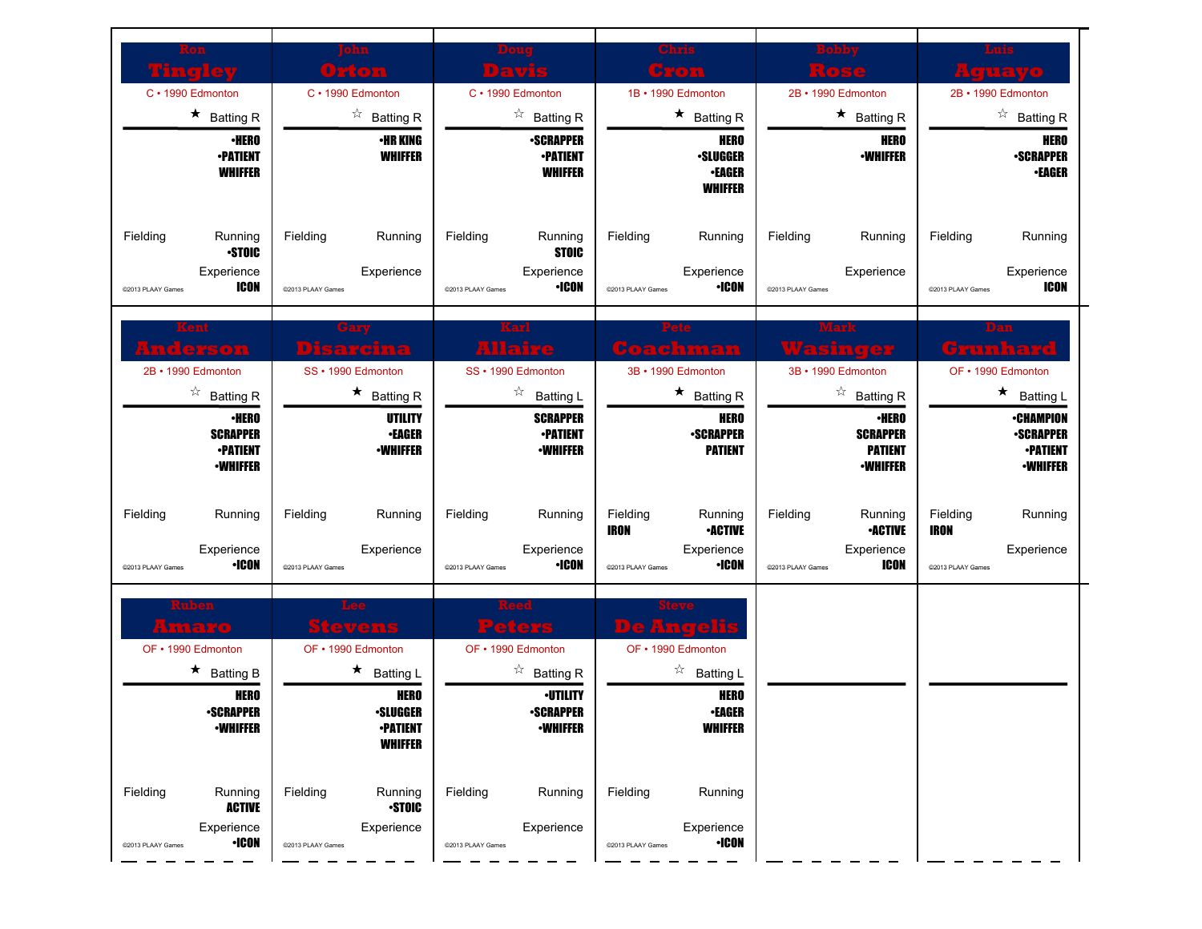## Ron Tingley
C • 1990 Edmonton

★ Batting R

•HERO
•PATIENT
WHIFFER

Fielding

Running
•STOIC

Experience
ICON

©2013 PLAAY Games

## John Orton
C • 1990 Edmonton

☆ Batting R

•HR KING
WHIFFER

Fielding

Running

Experience

©2013 PLAAY Games

## Doug Davis
C • 1990 Edmonton

☆ Batting R

•SCRAPPER
•PATIENT
WHIFFER

Fielding

Running
STOIC

Experience
•ICON

©2013 PLAAY Games

## Chris Cron
1B • 1990 Edmonton

★ Batting R

HERO
•SLUGGER
•EAGER
WHIFFER

Fielding

Running

Experience
•ICON

©2013 PLAAY Games

## Bobby Rose
2B • 1990 Edmonton

★ Batting R

HERO
•WHIFFER

Fielding

Running

Experience

©2013 PLAAY Games

## Luis Aguayo
2B • 1990 Edmonton

☆ Batting R

HERO
•SCRAPPER
•EAGER

Fielding

Running

Experience
ICON

©2013 PLAAY Games

## Kent Anderson
2B • 1990 Edmonton

☆ Batting R

•HERO
SCRAPPER
•PATIENT
•WHIFFER

Fielding

Running

Experience
•ICON

©2013 PLAAY Games

## Gary Disarcina
SS • 1990 Edmonton

★ Batting R

UTILITY
•EAGER
•WHIFFER

Fielding

Running

Experience

©2013 PLAAY Games

## Karl Allaire
SS • 1990 Edmonton

☆ Batting L

SCRAPPER
•PATIENT
•WHIFFER

Fielding

Running

Experience
•ICON

©2013 PLAAY Games

## Pete Coachman
3B • 1990 Edmonton

★ Batting R

HERO
•SCRAPPER
PATIENT

Fielding
IRON

Running
•ACTIVE

Experience
•ICON

©2013 PLAAY Games

## Mark Wasinger
3B • 1990 Edmonton

☆ Batting R

•HERO
SCRAPPER
PATIENT
•WHIFFER

Fielding

Running
•ACTIVE

Experience
ICON

©2013 PLAAY Games

## Dan Grunhard
OF • 1990 Edmonton

★ Batting L

•CHAMPION
•SCRAPPER
•PATIENT
•WHIFFER

Fielding
IRON

Running

Experience

©2013 PLAAY Games

## Ruben Amaro
OF • 1990 Edmonton

★ Batting B

HERO
•SCRAPPER
•WHIFFER

Fielding

Running
ACTIVE

Experience
•ICON

©2013 PLAAY Games

## Lee Stevens
OF • 1990 Edmonton

★ Batting L

HERO
•SLUGGER
•PATIENT
WHIFFER

Fielding

Running
•STOIC

Experience

©2013 PLAAY Games

## Reed Peters
OF • 1990 Edmonton

☆ Batting R

•UTILITY
•SCRAPPER
•WHIFFER

Fielding

Running

Experience

©2013 PLAAY Games

## Steve De Angelis
OF • 1990 Edmonton

☆ Batting L

HERO
•EAGER
WHIFFER

Fielding

Running

Experience
•ICON

©2013 PLAAY Games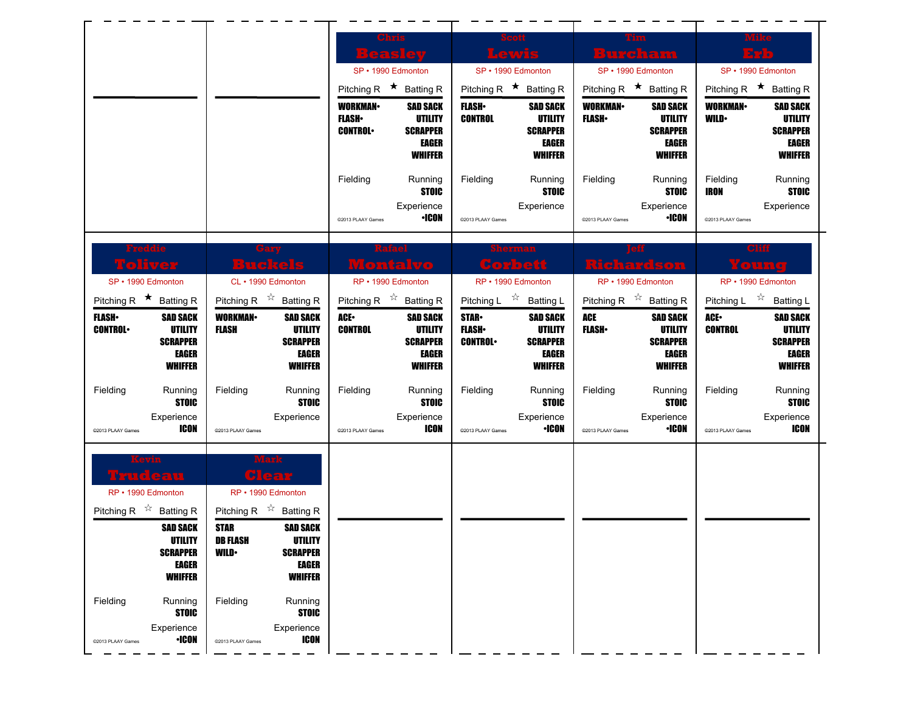## Chris Beasley

SP • 1990 Edmonton

Pitching R ★ Batting R

**WORKMAN•** **FLASH•** **CONTROL•**

**SAD SACK** **UTILITY** **SCRAPPER** **EAGER** **WHIFFER**

Fielding

Running **STOIC**

Experience **•ICON**

©2013 PLAAY Games

## Scott Lewis

SP • 1990 Edmonton

Pitching R ★ Batting R

**FLASH•** **CONTROL**

**SAD SACK** **UTILITY** **SCRAPPER** **EAGER** **WHIFFER**

Fielding

Running **STOIC**

Experience

©2013 PLAAY Games

## Tim Burcham

SP • 1990 Edmonton

Pitching R ★ Batting R

**WORKMAN•** **FLASH•**

**SAD SACK** **UTILITY** **SCRAPPER** **EAGER** **WHIFFER**

Fielding

Running **STOIC**

Experience **•ICON**

©2013 PLAAY Games

## Mike Erb

SP • 1990 Edmonton

Pitching R ★ Batting R

**WORKMAN•** **WILD•**

**SAD SACK** **UTILITY** **SCRAPPER** **EAGER** **WHIFFER**

Fielding **IRON**

Running **STOIC**

Experience

©2013 PLAAY Games

## Freddie Toliver

SP • 1990 Edmonton

Pitching R ★ Batting R

**FLASH•** **CONTROL•**

**SAD SACK** **UTILITY** **SCRAPPER** **EAGER** **WHIFFER**

Fielding

Running **STOIC**

Experience **ICON**

©2013 PLAAY Games

## Gary Buckels

CL • 1990 Edmonton

Pitching R ☆ Batting R

**WORKMAN•** **FLASH**

**SAD SACK** **UTILITY** **SCRAPPER** **EAGER** **WHIFFER**

Fielding

Running **STOIC**

Experience

©2013 PLAAY Games

## Rafael Montalvo

RP • 1990 Edmonton

Pitching R ☆ Batting R

**ACE•** **CONTROL**

**SAD SACK** **UTILITY** **SCRAPPER** **EAGER** **WHIFFER**

Fielding

Running **STOIC**

Experience **ICON**

©2013 PLAAY Games

## Sherman Corbett

RP • 1990 Edmonton

Pitching L ☆ Batting L

**STAR•** **FLASH•** **CONTROL•**

**SAD SACK** **UTILITY** **SCRAPPER** **EAGER** **WHIFFER**

Fielding

Running **STOIC**

Experience **•ICON**

©2013 PLAAY Games

## Jeff Richardson

RP • 1990 Edmonton

Pitching R ☆ Batting R

**ACE** **FLASH•**

**SAD SACK** **UTILITY** **SCRAPPER** **EAGER** **WHIFFER**

Fielding

Running **STOIC**

Experience **•ICON**

©2013 PLAAY Games

## Cliff Young

RP • 1990 Edmonton

Pitching L ☆ Batting L

**ACE•** **CONTROL**

**SAD SACK** **UTILITY** **SCRAPPER** **EAGER** **WHIFFER**

Fielding

Running **STOIC**

Experience **ICON**

©2013 PLAAY Games

## Kevin Trudeau

RP • 1990 Edmonton

Pitching R ☆ Batting R

**SAD SACK** **UTILITY** **SCRAPPER** **EAGER** **WHIFFER**

Fielding

Running **STOIC**

Experience **•ICON**

©2013 PLAAY Games

## Mark Clear

RP • 1990 Edmonton

Pitching R ☆ Batting R

**STAR** **DB FLASH** **WILD•**

**SAD SACK** **UTILITY** **SCRAPPER** **EAGER** **WHIFFER**

Fielding

Running **STOIC**

Experience **ICON**

©2013 PLAAY Games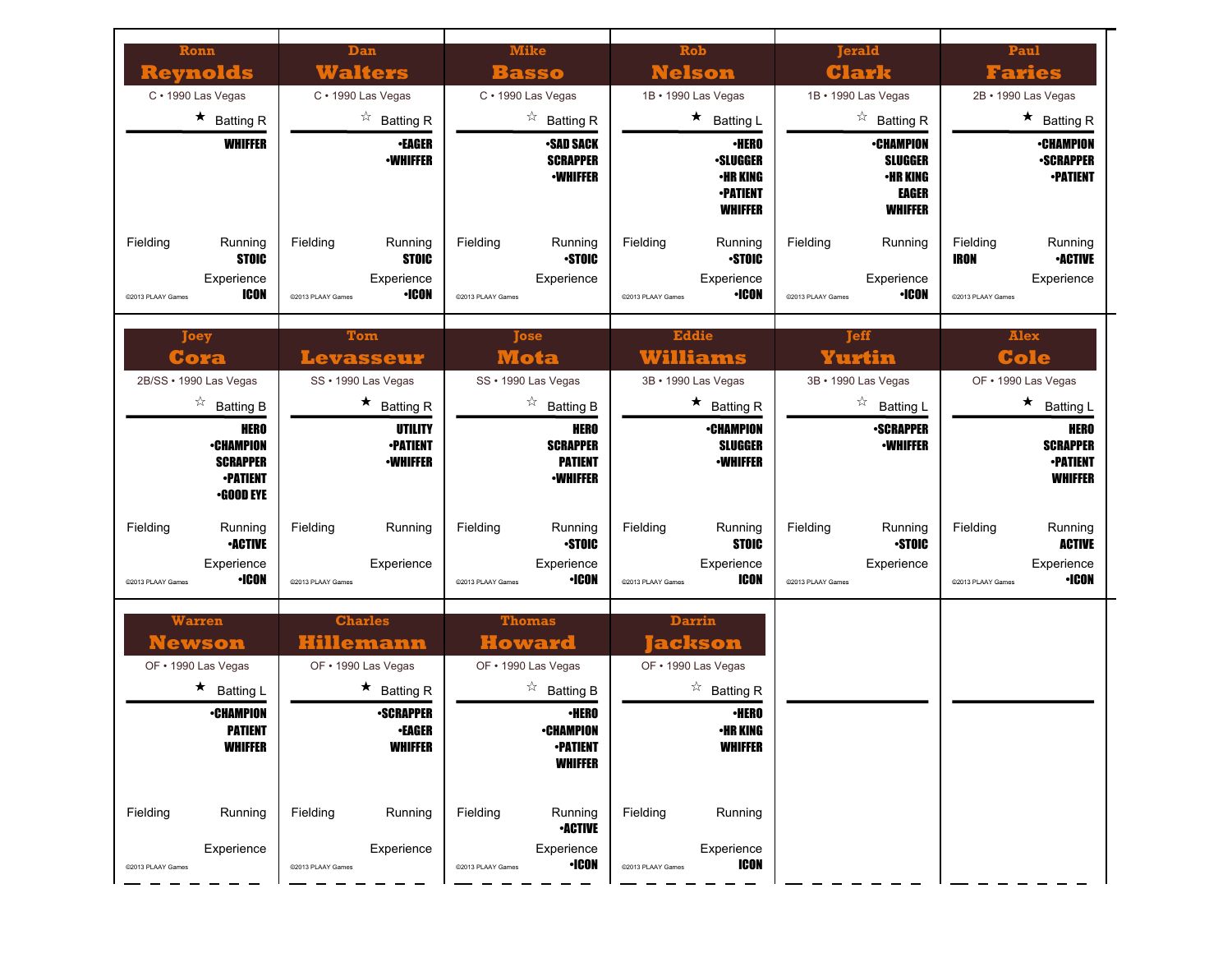## Ronn Reynolds

C • 1990 Las Vegas

★ Batting R

WHIFFER

Fielding

Running
STOIC

Experience
ICON

©2013 PLAAY Games

## Dan Walters

C • 1990 Las Vegas

☆ Batting R

•EAGER
•WHIFFER

Fielding

Running
STOIC

Experience
•ICON

©2013 PLAAY Games

## Mike Basso

C • 1990 Las Vegas

☆ Batting R

•SAD SACK
SCRAPPER
•WHIFFER

Fielding

Running
•STOIC

Experience

©2013 PLAAY Games

## Rob Nelson

1B • 1990 Las Vegas

★ Batting L

•HERO
•SLUGGER
•HR KING
•PATIENT
WHIFFER

Fielding

Running
•STOIC

Experience
•ICON

©2013 PLAAY Games

## Jerald Clark

1B • 1990 Las Vegas

☆ Batting R

•CHAMPION
SLUGGER
•HR KING
EAGER
WHIFFER

Fielding

Running

Experience
•ICON

©2013 PLAAY Games

## Paul Faries

2B • 1990 Las Vegas

★ Batting R

•CHAMPION
•SCRAPPER
•PATIENT

Fielding
IRON

Running
•ACTIVE

Experience

©2013 PLAAY Games

## Joey Cora

2B/SS • 1990 Las Vegas

☆ Batting B

HERO
•CHAMPION
SCRAPPER
•PATIENT
•GOOD EYE

Fielding

Running
•ACTIVE

Experience
•ICON

©2013 PLAAY Games

## Tom Levasseur

SS • 1990 Las Vegas

★ Batting R

UTILITY
•PATIENT
•WHIFFER

Fielding

Running

Experience

©2013 PLAAY Games

## Jose Mota

SS • 1990 Las Vegas

☆ Batting B

HERO
SCRAPPER
PATIENT
•WHIFFER

Fielding

Running
•STOIC

Experience
•ICON

©2013 PLAAY Games

## Eddie Williams

3B • 1990 Las Vegas

★ Batting R

•CHAMPION
SLUGGER
•WHIFFER

Fielding

Running
STOIC

Experience
ICON

©2013 PLAAY Games

## Jeff Yurtin

3B • 1990 Las Vegas

☆ Batting L

•SCRAPPER
•WHIFFER

Fielding

Running
•STOIC

Experience

©2013 PLAAY Games

## Alex Cole

OF • 1990 Las Vegas

★ Batting L

HERO
SCRAPPER
•PATIENT
WHIFFER

Fielding

Running
ACTIVE

Experience
•ICON

©2013 PLAAY Games

## Warren Newson

OF • 1990 Las Vegas

★ Batting L

•CHAMPION
PATIENT
WHIFFER

Fielding

Running

Experience

©2013 PLAAY Games

## Charles Hillemann

OF • 1990 Las Vegas

★ Batting R

•SCRAPPER
•EAGER
WHIFFER

Fielding

Running

Experience

©2013 PLAAY Games

## Thomas Howard

OF • 1990 Las Vegas

☆ Batting B

•HERO
•CHAMPION
•PATIENT
WHIFFER

Fielding

Running
•ACTIVE

Experience
•ICON

©2013 PLAAY Games

## Darrin Jackson

OF • 1990 Las Vegas

☆ Batting R

•HERO
•HR KING
WHIFFER

Fielding

Running

Experience
ICON

©2013 PLAAY Games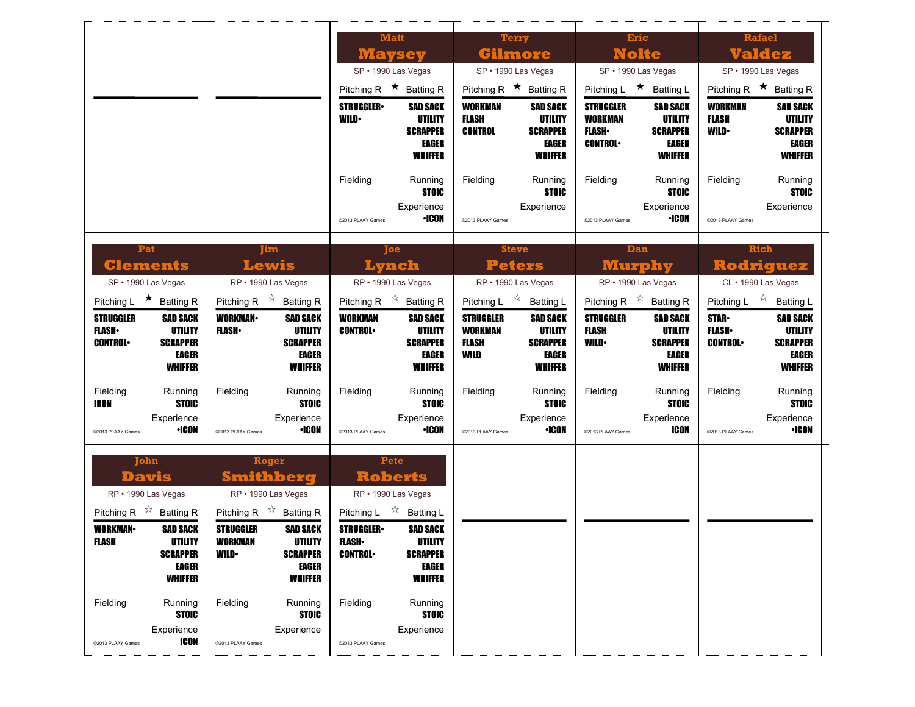## Matt Maysey

SP • 1990 Las Vegas

Pitching R ★ Batting R

| Pitching | Batting |
|---|---|
| STRUGGLER• | SAD SACK |
| WILD• | UTILITY |
| | SCRAPPER |
| | EAGER |
| | WHIFFER |

Fielding

Running: STOIC

Experience: •ICON

©2013 PLAAY Games

## Terry Gilmore

SP • 1990 Las Vegas

Pitching R ★ Batting R

| Pitching | Batting |
|---|---|
| WORKMAN | SAD SACK |
| FLASH | UTILITY |
| CONTROL | SCRAPPER |
| | EAGER |
| | WHIFFER |

Fielding

Running: STOIC

Experience

©2013 PLAAY Games

## Eric Nolte

SP • 1990 Las Vegas

Pitching L ★ Batting L

| Pitching | Batting |
|---|---|
| STRUGGLER | SAD SACK |
| WORKMAN | UTILITY |
| FLASH• | SCRAPPER |
| CONTROL• | EAGER |
| | WHIFFER |

Fielding

Running: STOIC

Experience: •ICON

©2013 PLAAY Games

## Rafael Valdez

SP • 1990 Las Vegas

Pitching R ★ Batting R

| Pitching | Batting |
|---|---|
| WORKMAN | SAD SACK |
| FLASH | UTILITY |
| WILD• | SCRAPPER |
| | EAGER |
| | WHIFFER |

Fielding

Running: STOIC

Experience

©2013 PLAAY Games

## Pat Clements

SP • 1990 Las Vegas

Pitching L ★ Batting R

| Pitching | Batting |
|---|---|
| STRUGGLER | SAD SACK |
| FLASH• | UTILITY |
| CONTROL• | SCRAPPER |
| | EAGER |
| | WHIFFER |

Fielding: IRON

Running: STOIC

Experience: •ICON

©2013 PLAAY Games

## Jim Lewis

RP • 1990 Las Vegas

Pitching R ☆ Batting R

| Pitching | Batting |
|---|---|
| WORKMAN• | SAD SACK |
| FLASH• | UTILITY |
| | SCRAPPER |
| | EAGER |
| | WHIFFER |

Fielding

Running: STOIC

Experience: •ICON

©2013 PLAAY Games

## Joe Lynch

RP • 1990 Las Vegas

Pitching R ☆ Batting R

| Pitching | Batting |
|---|---|
| WORKMAN | SAD SACK |
| CONTROL• | UTILITY |
| | SCRAPPER |
| | EAGER |
| | WHIFFER |

Fielding

Running: STOIC

Experience: •ICON

©2013 PLAAY Games

## Steve Peters

RP • 1990 Las Vegas

Pitching L ☆ Batting L

| Pitching | Batting |
|---|---|
| STRUGGLER | SAD SACK |
| WORKMAN | UTILITY |
| FLASH | SCRAPPER |
| WILD | EAGER |
| | WHIFFER |

Fielding

Running: STOIC

Experience: •ICON

©2013 PLAAY Games

## Dan Murphy

RP • 1990 Las Vegas

Pitching R ☆ Batting R

| Pitching | Batting |
|---|---|
| STRUGGLER | SAD SACK |
| FLASH | UTILITY |
| WILD• | SCRAPPER |
| | EAGER |
| | WHIFFER |

Fielding

Running: STOIC

Experience: ICON

©2013 PLAAY Games

## Rich Rodriguez

CL • 1990 Las Vegas

Pitching L ☆ Batting L

| Pitching | Batting |
|---|---|
| STAR• | SAD SACK |
| FLASH• | UTILITY |
| CONTROL• | SCRAPPER |
| | EAGER |
| | WHIFFER |

Fielding

Running: STOIC

Experience: •ICON

©2013 PLAAY Games

## John Davis

RP • 1990 Las Vegas

Pitching R ☆ Batting R

| Pitching | Batting |
|---|---|
| WORKMAN• | SAD SACK |
| FLASH | UTILITY |
| | SCRAPPER |
| | EAGER |
| | WHIFFER |

Fielding

Running: STOIC

Experience: ICON

©2013 PLAAY Games

## Roger Smithberg

RP • 1990 Las Vegas

Pitching R ☆ Batting R

| Pitching | Batting |
|---|---|
| STRUGGLER | SAD SACK |
| WORKMAN | UTILITY |
| WILD• | SCRAPPER |
| | EAGER |
| | WHIFFER |

Fielding

Running: STOIC

Experience

©2013 PLAAY Games

## Pete Roberts

RP • 1990 Las Vegas

Pitching L ☆ Batting L

| Pitching | Batting |
|---|---|
| STRUGGLER• | SAD SACK |
| FLASH• | UTILITY |
| CONTROL• | SCRAPPER |
| | EAGER |
| | WHIFFER |

Fielding

Running: STOIC

Experience

©2013 PLAAY Games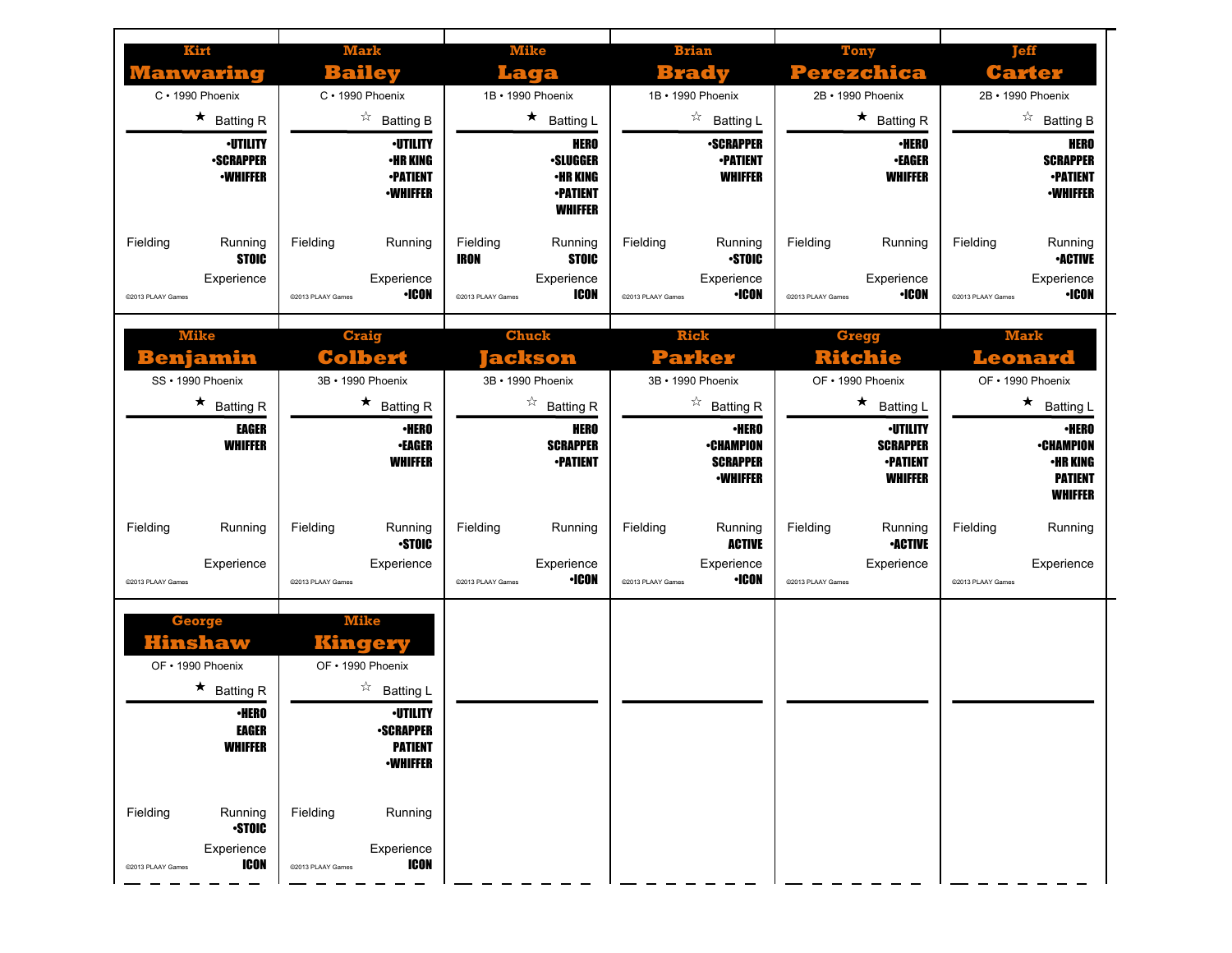## Kirt Manwaring

C • 1990 Phoenix

★ Batting R

•UTILITY
•SCRAPPER
•WHIFFER

Fielding

Running
STOIC

Experience

©2013 PLAAY Games

## Mark Bailey

C • 1990 Phoenix

☆ Batting B

•UTILITY
•HR KING
•PATIENT
•WHIFFER

Fielding

Running

Experience
•ICON

©2013 PLAAY Games

## Mike Laga

1B • 1990 Phoenix

★ Batting L

HERO
•SLUGGER
•HR KING
•PATIENT
WHIFFER

Fielding
IRON

Running
STOIC

Experience
ICON

©2013 PLAAY Games

## Brian Brady

1B • 1990 Phoenix

☆ Batting L

•SCRAPPER
•PATIENT
WHIFFER

Fielding

Running
•STOIC

Experience
•ICON

©2013 PLAAY Games

## Tony Perezchica

2B • 1990 Phoenix

★ Batting R

•HERO
•EAGER
WHIFFER

Fielding

Running

Experience
•ICON

©2013 PLAAY Games

## Jeff Carter

2B • 1990 Phoenix

☆ Batting B

HERO
SCRAPPER
•PATIENT
•WHIFFER

Fielding

Running
•ACTIVE

Experience
•ICON

©2013 PLAAY Games

## Mike Benjamin

SS • 1990 Phoenix

★ Batting R

EAGER
WHIFFER

Fielding

Running

Experience

©2013 PLAAY Games

## Craig Colbert

3B • 1990 Phoenix

★ Batting R

•HERO
•EAGER
WHIFFER

Fielding

Running
•STOIC

Experience

©2013 PLAAY Games

## Chuck Jackson

3B • 1990 Phoenix

☆ Batting R

HERO
SCRAPPER
•PATIENT

Fielding

Running

Experience
•ICON

©2013 PLAAY Games

## Rick Parker

3B • 1990 Phoenix

☆ Batting R

•HERO
•CHAMPION
SCRAPPER
•WHIFFER

Fielding

Running
ACTIVE

Experience
•ICON

©2013 PLAAY Games

## Gregg Ritchie

OF • 1990 Phoenix

★ Batting L

•UTILITY
SCRAPPER
•PATIENT
WHIFFER

Fielding

Running
•ACTIVE

Experience

©2013 PLAAY Games

## Mark Leonard

OF • 1990 Phoenix

★ Batting L

•HERO
•CHAMPION
•HR KING
PATIENT
WHIFFER

Fielding

Running

Experience

©2013 PLAAY Games

## George Hinshaw

OF • 1990 Phoenix

★ Batting R

•HERO
EAGER
WHIFFER

Fielding

Running
•STOIC

Experience
ICON

©2013 PLAAY Games

## Mike Kingery

OF • 1990 Phoenix

☆ Batting L

•UTILITY
•SCRAPPER
PATIENT
•WHIFFER

Fielding

Running

Experience
ICON

©2013 PLAAY Games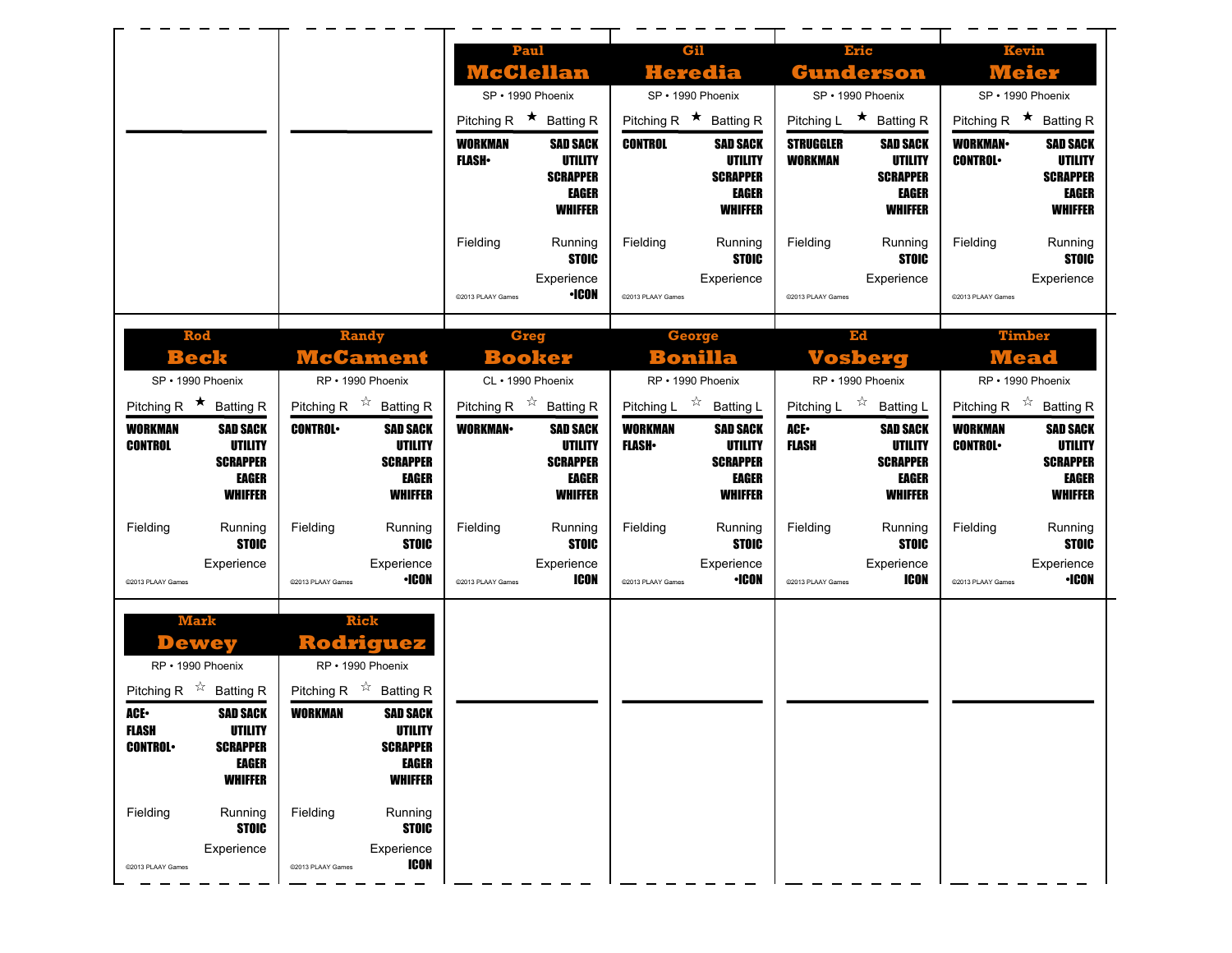## Paul McClellan

SP • 1990 Phoenix

Pitching R ★ Batting R

**WORKMAN**
**FLASH•**

**SAD SACK**
**UTILITY**
**SCRAPPER**
**EAGER**
**WHIFFER**

Fielding

Running
**STOIC**

Experience
**•ICON**

©2013 PLAAY Games

## Gil Heredia

SP • 1990 Phoenix

Pitching R ★ Batting R

**CONTROL**

**SAD SACK**
**UTILITY**
**SCRAPPER**
**EAGER**
**WHIFFER**

Fielding

Running
**STOIC**

Experience

©2013 PLAAY Games

## Eric Gunderson

SP • 1990 Phoenix

Pitching L ★ Batting R

**STRUGGLER**
**WORKMAN**

**SAD SACK**
**UTILITY**
**SCRAPPER**
**EAGER**
**WHIFFER**

Fielding

Running
**STOIC**

Experience

©2013 PLAAY Games

## Kevin Meier

SP • 1990 Phoenix

Pitching R ★ Batting R

**WORKMAN•**
**CONTROL•**

**SAD SACK**
**UTILITY**
**SCRAPPER**
**EAGER**
**WHIFFER**

Fielding

Running
**STOIC**

Experience

©2013 PLAAY Games

## Rod Beck

SP • 1990 Phoenix

Pitching R ★ Batting R

**WORKMAN**
**CONTROL**

**SAD SACK**
**UTILITY**
**SCRAPPER**
**EAGER**
**WHIFFER**

Fielding

Running
**STOIC**

Experience

©2013 PLAAY Games

## Randy McCament

RP • 1990 Phoenix

Pitching R ☆ Batting R

**CONTROL•**

**SAD SACK**
**UTILITY**
**SCRAPPER**
**EAGER**
**WHIFFER**

Fielding

Running
**STOIC**

Experience
**•ICON**

©2013 PLAAY Games

## Greg Booker

CL • 1990 Phoenix

Pitching R ☆ Batting R

**WORKMAN•**

**SAD SACK**
**UTILITY**
**SCRAPPER**
**EAGER**
**WHIFFER**

Fielding

Running
**STOIC**

Experience
**ICON**

©2013 PLAAY Games

## George Bonilla

RP • 1990 Phoenix

Pitching L ☆ Batting L

**WORKMAN**
**FLASH•**

**SAD SACK**
**UTILITY**
**SCRAPPER**
**EAGER**
**WHIFFER**

Fielding

Running
**STOIC**

Experience
**•ICON**

©2013 PLAAY Games

## Ed Vosberg

RP • 1990 Phoenix

Pitching L ☆ Batting L

**ACE•**
**FLASH**

**SAD SACK**
**UTILITY**
**SCRAPPER**
**EAGER**
**WHIFFER**

Fielding

Running
**STOIC**

Experience
**ICON**

©2013 PLAAY Games

## Timber Mead

RP • 1990 Phoenix

Pitching R ☆ Batting R

**WORKMAN**
**CONTROL•**

**SAD SACK**
**UTILITY**
**SCRAPPER**
**EAGER**
**WHIFFER**

Fielding

Running
**STOIC**

Experience
**•ICON**

©2013 PLAAY Games

## Mark Dewey

RP • 1990 Phoenix

Pitching R ☆ Batting R

**ACE•**
**FLASH**
**CONTROL•**

**SAD SACK**
**UTILITY**
**SCRAPPER**
**EAGER**
**WHIFFER**

Fielding

Running
**STOIC**

Experience

©2013 PLAAY Games

## Rick Rodriguez

RP • 1990 Phoenix

Pitching R ☆ Batting R

**WORKMAN**

**SAD SACK**
**UTILITY**
**SCRAPPER**
**EAGER**
**WHIFFER**

Fielding

Running
**STOIC**

Experience
**ICON**

©2013 PLAAY Games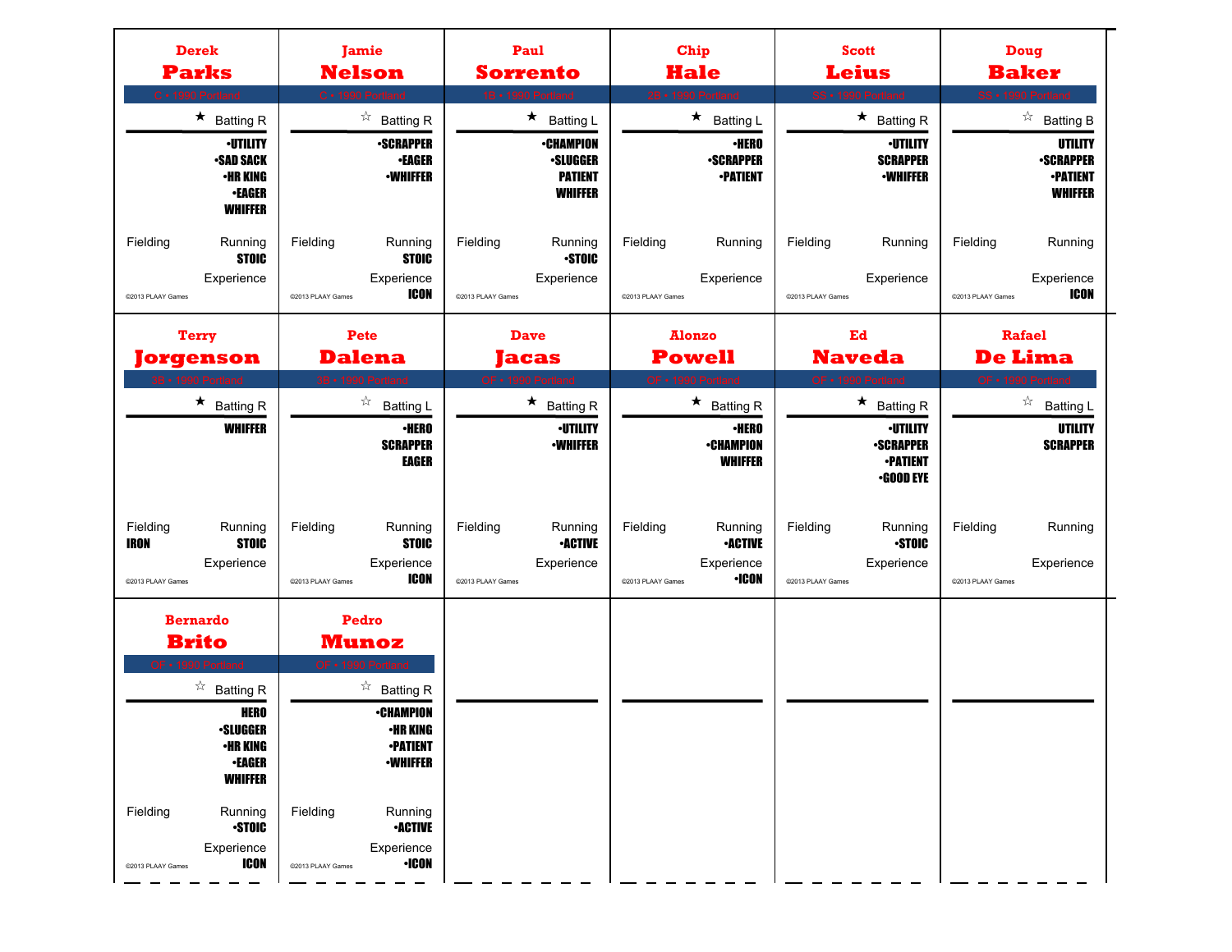## Derek Parks

C • 1990 Portland

★ Batting R

- •UTILITY
- •SAD SACK
- •HR KING
- •EAGER
- WHIFFER

Fielding

Running: STOIC

Experience

©2013 PLAAY Games

## Jamie Nelson

C • 1990 Portland

☆ Batting R

- •SCRAPPER
- •EAGER
- •WHIFFER

Fielding

Running: STOIC

Experience: ICON

©2013 PLAAY Games

## Paul Sorrento

1B • 1990 Portland

★ Batting L

- •CHAMPION
- •SLUGGER
- PATIENT
- WHIFFER

Fielding

Running: •STOIC

Experience

©2013 PLAAY Games

## Chip Hale

2B • 1990 Portland

★ Batting L

- •HERO
- •SCRAPPER
- •PATIENT

Fielding

Running

Experience

©2013 PLAAY Games

## Scott Leius

SS • 1990 Portland

★ Batting R

- •UTILITY
- SCRAPPER
- •WHIFFER

Fielding

Running

Experience

©2013 PLAAY Games

## Doug Baker

SS • 1990 Portland

☆ Batting B

- UTILITY
- •SCRAPPER
- •PATIENT
- WHIFFER

Fielding

Running

Experience: ICON

©2013 PLAAY Games

## Terry Jorgenson

3B • 1990 Portland

★ Batting R

- WHIFFER

Fielding: IRON

Running: STOIC

Experience

©2013 PLAAY Games

## Pete Dalena

3B • 1990 Portland

☆ Batting L

- •HERO
- SCRAPPER
- EAGER

Fielding

Running: STOIC

Experience: ICON

©2013 PLAAY Games

## Dave Jacas

OF • 1990 Portland

★ Batting R

- •UTILITY
- •WHIFFER

Fielding

Running: •ACTIVE

Experience

©2013 PLAAY Games

## Alonzo Powell

OF • 1990 Portland

★ Batting R

- •HERO
- •CHAMPION
- WHIFFER

Fielding

Running: •ACTIVE

Experience: •ICON

©2013 PLAAY Games

## Ed Naveda

OF • 1990 Portland

★ Batting R

- •UTILITY
- •SCRAPPER
- •PATIENT
- •GOOD EYE

Fielding

Running: •STOIC

Experience

©2013 PLAAY Games

## Rafael De Lima

OF • 1990 Portland

☆ Batting L

- UTILITY
- SCRAPPER

Fielding

Running

Experience

©2013 PLAAY Games

## Bernardo Brito

OF • 1990 Portland

☆ Batting R

- HERO
- •SLUGGER
- •HR KING
- •EAGER
- WHIFFER

Fielding

Running: •STOIC

Experience: ICON

©2013 PLAAY Games

## Pedro Munoz

OF • 1990 Portland

☆ Batting R

- •CHAMPION
- •HR KING
- •PATIENT
- •WHIFFER

Fielding

Running: •ACTIVE

Experience: •ICON

©2013 PLAAY Games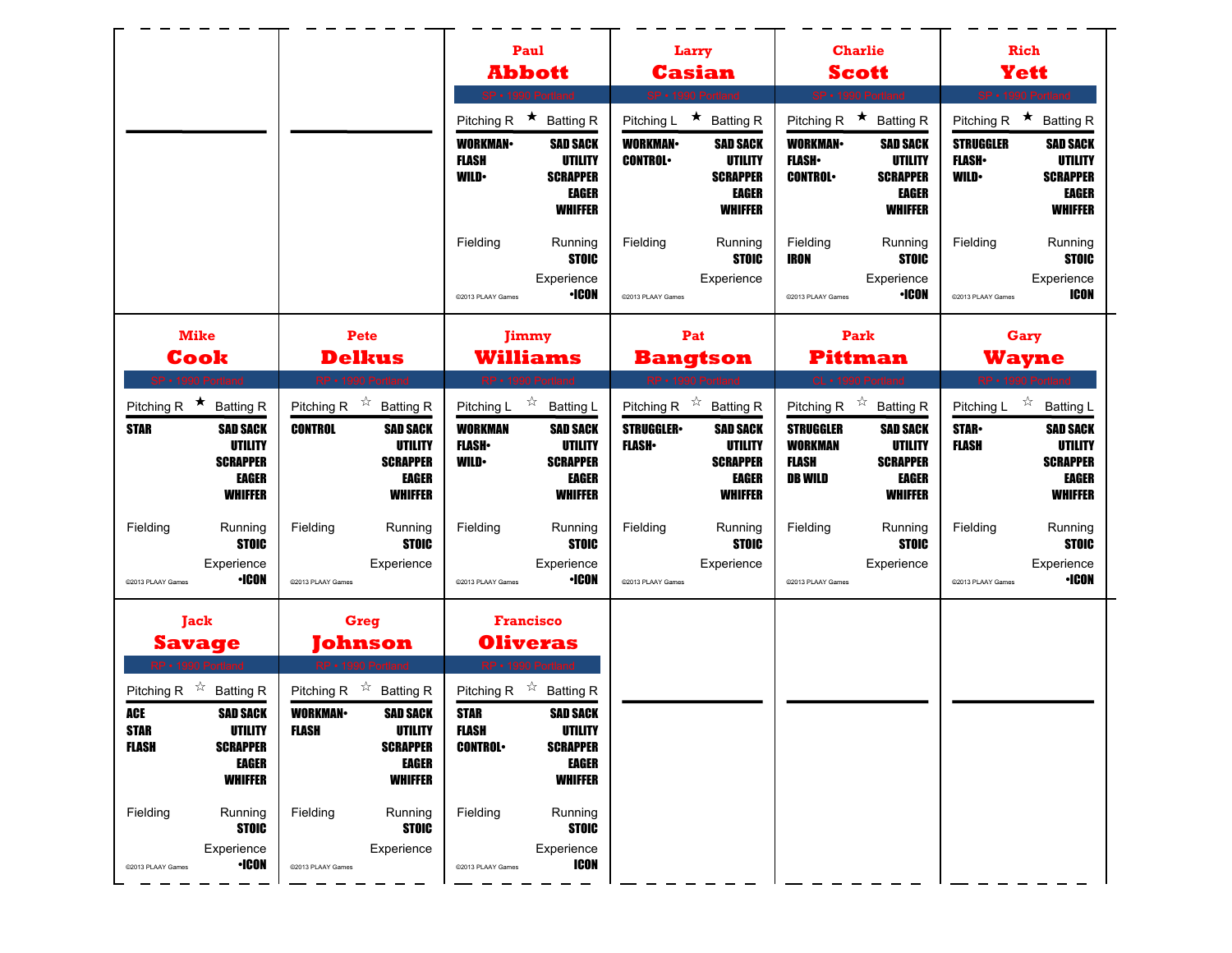## Paul Abbott

SP • 1990 Portland

Pitching R ★ Batting R

WORKMAN•
FLASH
WILD•

SAD SACK
UTILITY
SCRAPPER
EAGER
WHIFFER

Fielding

Running
STOIC

Experience
•ICON

©2013 PLAAY Games

## Larry Casian

SP • 1990 Portland

Pitching L ★ Batting R

WORKMAN•
CONTROL•

SAD SACK
UTILITY
SCRAPPER
EAGER
WHIFFER

Fielding

Running
STOIC

Experience

©2013 PLAAY Games

## Charlie Scott

SP • 1990 Portland

Pitching R ★ Batting R

WORKMAN•
FLASH•
CONTROL•

SAD SACK
UTILITY
SCRAPPER
EAGER
WHIFFER

Fielding
IRON

Running
STOIC

Experience
•ICON

©2013 PLAAY Games

## Rich Yett

SP • 1990 Portland

Pitching R ★ Batting R

STRUGGLER
FLASH•
WILD•

SAD SACK
UTILITY
SCRAPPER
EAGER
WHIFFER

Fielding

Running
STOIC

Experience
ICON

©2013 PLAAY Games

## Mike Cook

SP • 1990 Portland

Pitching R ★ Batting R

STAR

SAD SACK
UTILITY
SCRAPPER
EAGER
WHIFFER

Fielding

Running
STOIC

Experience
•ICON

©2013 PLAAY Games

## Pete Delkus

RP • 1990 Portland

Pitching R ☆ Batting R

CONTROL

SAD SACK
UTILITY
SCRAPPER
EAGER
WHIFFER

Fielding

Running
STOIC

Experience

©2013 PLAAY Games

## Jimmy Williams

RP • 1990 Portland

Pitching L ☆ Batting L

WORKMAN
FLASH•
WILD•

SAD SACK
UTILITY
SCRAPPER
EAGER
WHIFFER

Fielding

Running
STOIC

Experience
•ICON

©2013 PLAAY Games

## Pat Bangtson

RP • 1990 Portland

Pitching R ☆ Batting R

STRUGGLER•
FLASH•

SAD SACK
UTILITY
SCRAPPER
EAGER
WHIFFER

Fielding

Running
STOIC

Experience

©2013 PLAAY Games

## Park Pittman

CL • 1990 Portland

Pitching R ☆ Batting R

STRUGGLER
WORKMAN
FLASH
DB WILD

SAD SACK
UTILITY
SCRAPPER
EAGER
WHIFFER

Fielding

Running
STOIC

Experience

©2013 PLAAY Games

## Gary Wayne

RP • 1990 Portland

Pitching L ☆ Batting L

STAR•
FLASH

SAD SACK
UTILITY
SCRAPPER
EAGER
WHIFFER

Fielding

Running
STOIC

Experience
•ICON

©2013 PLAAY Games

## Jack Savage

RP • 1990 Portland

Pitching R ☆ Batting R

ACE
STAR
FLASH

SAD SACK
UTILITY
SCRAPPER
EAGER
WHIFFER

Fielding

Running
STOIC

Experience
•ICON

©2013 PLAAY Games

## Greg Johnson

RP • 1990 Portland

Pitching R ☆ Batting R

WORKMAN•
FLASH

SAD SACK
UTILITY
SCRAPPER
EAGER
WHIFFER

Fielding

Running
STOIC

Experience

©2013 PLAAY Games

## Francisco Oliveras

RP • 1990 Portland

Pitching R ☆ Batting R

STAR
FLASH
CONTROL•

SAD SACK
UTILITY
SCRAPPER
EAGER
WHIFFER

Fielding

Running
STOIC

Experience
ICON

©2013 PLAAY Games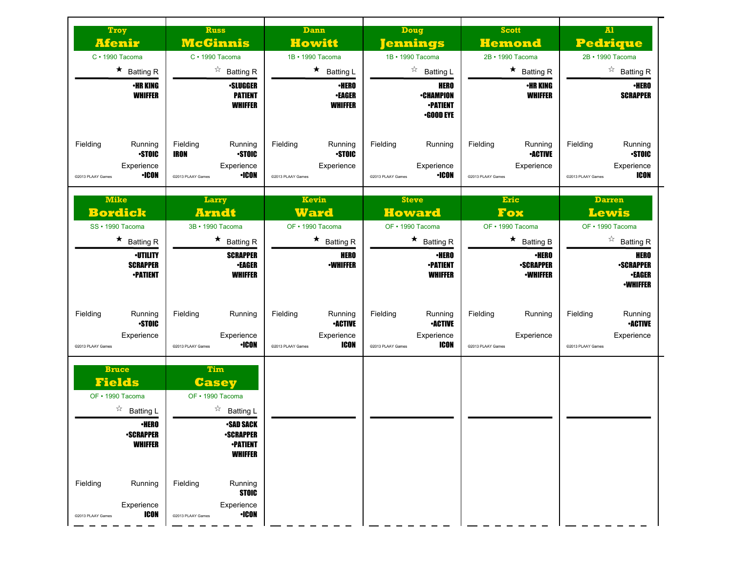## Troy Afenir

C • 1990 Tacoma

★ Batting R

•HR KING
WHIFFER

Fielding

Running
•STOIC

Experience
•ICON

©2013 PLAAY Games

## Russ McGinnis

C • 1990 Tacoma

☆ Batting R

•SLUGGER
PATIENT
WHIFFER

Fielding
IRON

Running
•STOIC

Experience
•ICON

©2013 PLAAY Games

## Dann Howitt

1B • 1990 Tacoma

★ Batting L

•HERO
•EAGER
WHIFFER

Fielding

Running
•STOIC

Experience

©2013 PLAAY Games

## Doug Jennings

1B • 1990 Tacoma

☆ Batting L

HERO
•CHAMPION
•PATIENT
•GOOD EYE

Fielding

Running

Experience
•ICON

©2013 PLAAY Games

## Scott Hemond

2B • 1990 Tacoma

★ Batting R

•HR KING
WHIFFER

Fielding

Running
•ACTIVE

Experience

©2013 PLAAY Games

## Al Pedrique

2B • 1990 Tacoma

☆ Batting R

•HERO
SCRAPPER

Fielding

Running
•STOIC

Experience
ICON

©2013 PLAAY Games

## Mike Bordick

SS • 1990 Tacoma

★ Batting R

•UTILITY
SCRAPPER
•PATIENT

Fielding

Running
•STOIC

Experience

©2013 PLAAY Games

## Larry Arndt

3B • 1990 Tacoma

★ Batting R

SCRAPPER
•EAGER
WHIFFER

Fielding

Running

Experience
•ICON

©2013 PLAAY Games

## Kevin Ward

OF • 1990 Tacoma

★ Batting R

HERO
•WHIFFER

Fielding

Running
•ACTIVE

Experience
ICON

©2013 PLAAY Games

## Steve Howard

OF • 1990 Tacoma

★ Batting R

•HERO
•PATIENT
WHIFFER

Fielding

Running
•ACTIVE

Experience
ICON

©2013 PLAAY Games

## Eric Fox

OF • 1990 Tacoma

★ Batting B

•HERO
•SCRAPPER
•WHIFFER

Fielding

Running

Experience

©2013 PLAAY Games

## Darren Lewis

OF • 1990 Tacoma

☆ Batting R

HERO
•SCRAPPER
•EAGER
•WHIFFER

Fielding

Running
•ACTIVE

Experience

©2013 PLAAY Games

## Bruce Fields

OF • 1990 Tacoma

☆ Batting L

•HERO
•SCRAPPER
WHIFFER

Fielding

Running

Experience
ICON

©2013 PLAAY Games

## Tim Casey

OF • 1990 Tacoma

☆ Batting L

•SAD SACK
•SCRAPPER
•PATIENT
WHIFFER

Fielding

Running
STOIC

Experience
•ICON

©2013 PLAAY Games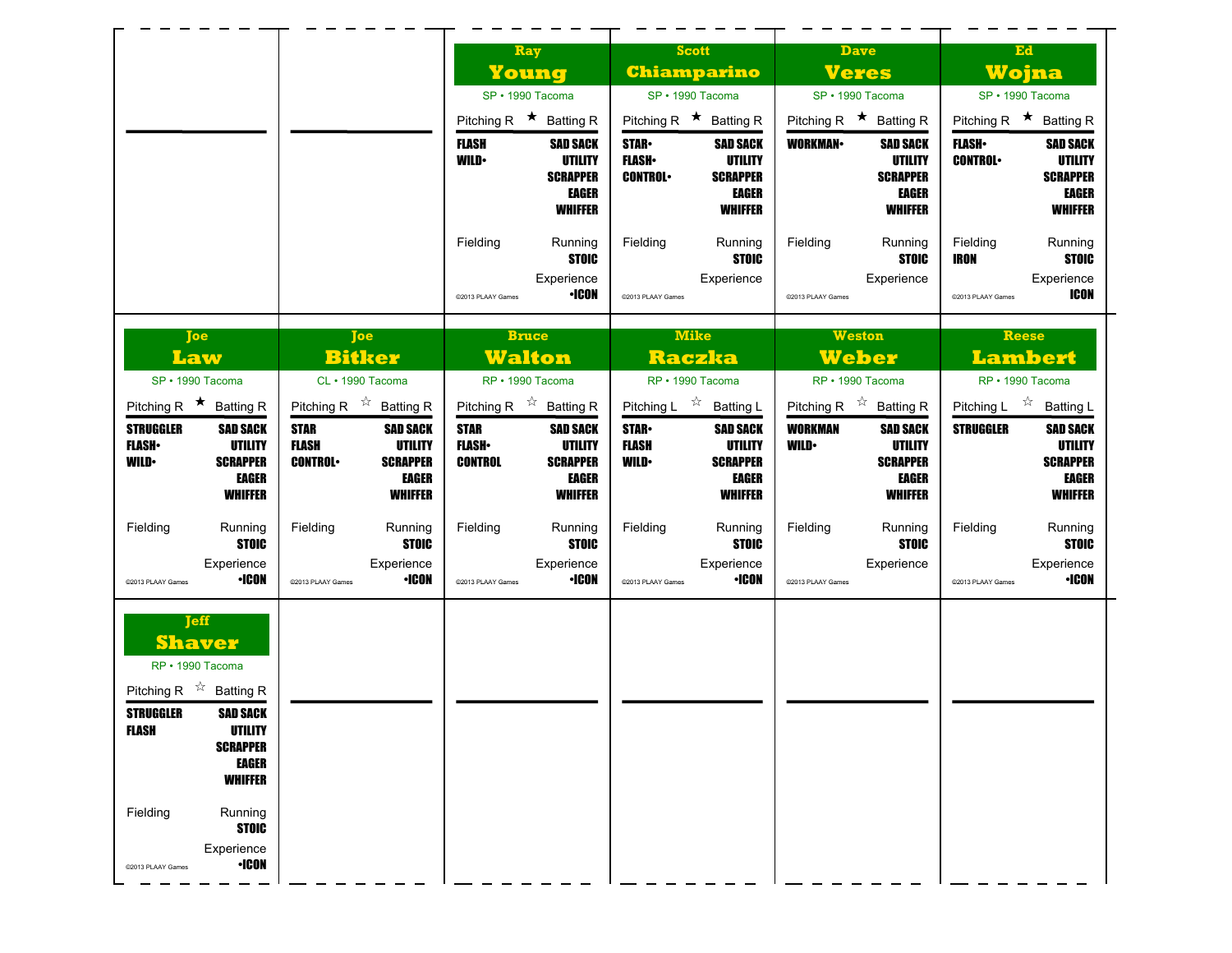## Ray Young

SP • 1990 Tacoma

Pitching R ★ Batting R

**FLASH**
**WILD•**

**SAD SACK**
**UTILITY**
**SCRAPPER**
**EAGER**
**WHIFFER**

Fielding

Running
**STOIC**

Experience
**•ICON**

©2013 PLAAY Games

## Scott Chiamparino

SP • 1990 Tacoma

Pitching R ★ Batting R

**STAR•**
**FLASH•**
**CONTROL•**

**SAD SACK**
**UTILITY**
**SCRAPPER**
**EAGER**
**WHIFFER**

Fielding

Running
**STOIC**

Experience

©2013 PLAAY Games

## Dave Veres

SP • 1990 Tacoma

Pitching R ★ Batting R

**WORKMAN•**

**SAD SACK**
**UTILITY**
**SCRAPPER**
**EAGER**
**WHIFFER**

Fielding

Running
**STOIC**

Experience

©2013 PLAAY Games

## Ed Wojna

SP • 1990 Tacoma

Pitching R ★ Batting R

**FLASH•**
**CONTROL•**

**SAD SACK**
**UTILITY**
**SCRAPPER**
**EAGER**
**WHIFFER**

Fielding
**IRON**

Running
**STOIC**

Experience
**ICON**

©2013 PLAAY Games

## Joe Law

SP • 1990 Tacoma

Pitching R ★ Batting R

**STRUGGLER**
**FLASH•**
**WILD•**

**SAD SACK**
**UTILITY**
**SCRAPPER**
**EAGER**
**WHIFFER**

Fielding

Running
**STOIC**

Experience
**•ICON**

©2013 PLAAY Games

## Joe Bitker

CL • 1990 Tacoma

Pitching R ☆ Batting R

**STAR**
**FLASH**
**CONTROL•**

**SAD SACK**
**UTILITY**
**SCRAPPER**
**EAGER**
**WHIFFER**

Fielding

Running
**STOIC**

Experience
**•ICON**

©2013 PLAAY Games

## Bruce Walton

RP • 1990 Tacoma

Pitching R ☆ Batting R

**STAR**
**FLASH•**
**CONTROL**

**SAD SACK**
**UTILITY**
**SCRAPPER**
**EAGER**
**WHIFFER**

Fielding

Running
**STOIC**

Experience
**•ICON**

©2013 PLAAY Games

## Mike Raczka

RP • 1990 Tacoma

Pitching L ☆ Batting L

**STAR•**
**FLASH**
**WILD•**

**SAD SACK**
**UTILITY**
**SCRAPPER**
**EAGER**
**WHIFFER**

Fielding

Running
**STOIC**

Experience
**•ICON**

©2013 PLAAY Games

## Weston Weber

RP • 1990 Tacoma

Pitching R ☆ Batting R

**WORKMAN**
**WILD•**

**SAD SACK**
**UTILITY**
**SCRAPPER**
**EAGER**
**WHIFFER**

Fielding

Running
**STOIC**

Experience

©2013 PLAAY Games

## Reese Lambert

RP • 1990 Tacoma

Pitching L ☆ Batting L

**STRUGGLER**

**SAD SACK**
**UTILITY**
**SCRAPPER**
**EAGER**
**WHIFFER**

Fielding

Running
**STOIC**

Experience
**•ICON**

©2013 PLAAY Games

## Jeff Shaver

RP • 1990 Tacoma

Pitching R ☆ Batting R

**STRUGGLER**
**FLASH**

**SAD SACK**
**UTILITY**
**SCRAPPER**
**EAGER**
**WHIFFER**

Fielding

Running
**STOIC**

Experience
**•ICON**

©2013 PLAAY Games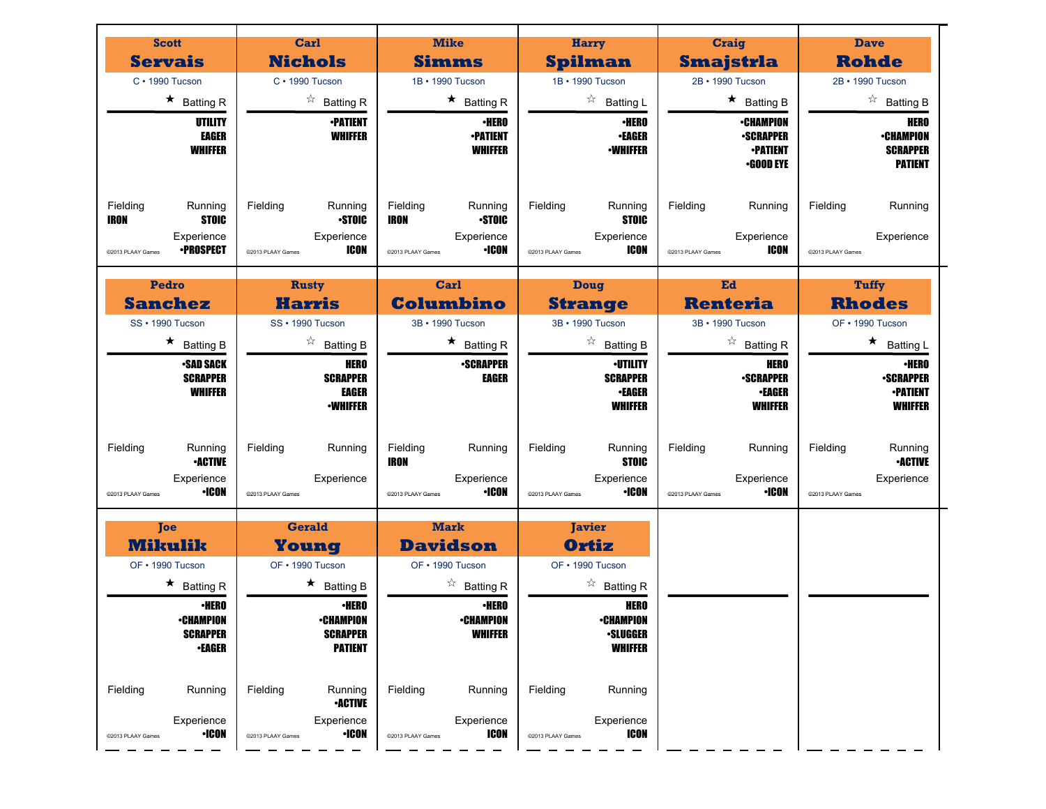**Scott**
## Servais
C • 1990 Tucson

★ Batting R

UTILITY
EAGER
WHIFFER

Fielding: IRON
Running: STOIC
Experience: •PROSPECT

©2013 PLAAY Games

---

**Carl**
## Nichols
C • 1990 Tucson

☆ Batting R

•PATIENT
WHIFFER

Fielding
Running: •STOIC
Experience: ICON

©2013 PLAAY Games

---

**Mike**
## Simms
1B • 1990 Tucson

★ Batting R

•HERO
•PATIENT
WHIFFER

Fielding: IRON
Running: •STOIC
Experience: •ICON

©2013 PLAAY Games

---

**Harry**
## Spilman
1B • 1990 Tucson

☆ Batting L

•HERO
•EAGER
•WHIFFER

Fielding
Running: STOIC
Experience: ICON

©2013 PLAAY Games

---

**Craig**
## Smajstrla
2B • 1990 Tucson

★ Batting B

•CHAMPION
•SCRAPPER
•PATIENT
•GOOD EYE

Fielding
Running
Experience: ICON

©2013 PLAAY Games

---

**Dave**
## Rohde
2B • 1990 Tucson

☆ Batting B

HERO
•CHAMPION
SCRAPPER
PATIENT

Fielding
Running
Experience

©2013 PLAAY Games

---

**Pedro**
## Sanchez
SS • 1990 Tucson

★ Batting B

•SAD SACK
SCRAPPER
WHIFFER

Fielding
Running: •ACTIVE
Experience: •ICON

©2013 PLAAY Games

---

**Rusty**
## Harris
SS • 1990 Tucson

☆ Batting B

HERO
SCRAPPER
EAGER
•WHIFFER

Fielding
Running
Experience

©2013 PLAAY Games

---

**Carl**
## Columbino
3B • 1990 Tucson

★ Batting R

•SCRAPPER
EAGER

Fielding: IRON
Running
Experience: •ICON

©2013 PLAAY Games

---

**Doug**
## Strange
3B • 1990 Tucson

☆ Batting B

•UTILITY
SCRAPPER
•EAGER
WHIFFER

Fielding
Running: STOIC
Experience: •ICON

©2013 PLAAY Games

---

**Ed**
## Renteria
3B • 1990 Tucson

☆ Batting R

HERO
•SCRAPPER
•EAGER
WHIFFER

Fielding
Running
Experience: •ICON

©2013 PLAAY Games

---

**Tuffy**
## Rhodes
OF • 1990 Tucson

★ Batting L

•HERO
•SCRAPPER
•PATIENT
WHIFFER

Fielding
Running: •ACTIVE
Experience

©2013 PLAAY Games

---

**Joe**
## Mikulik
OF • 1990 Tucson

★ Batting R

•HERO
•CHAMPION
SCRAPPER
•EAGER

Fielding
Running
Experience: •ICON

©2013 PLAAY Games

---

**Gerald**
## Young
OF • 1990 Tucson

★ Batting B

•HERO
•CHAMPION
SCRAPPER
PATIENT

Fielding
Running: •ACTIVE
Experience: •ICON

©2013 PLAAY Games

---

**Mark**
## Davidson
OF • 1990 Tucson

☆ Batting R

•HERO
•CHAMPION
WHIFFER

Fielding
Running
Experience: ICON

©2013 PLAAY Games

---

**Javier**
## Ortiz
OF • 1990 Tucson

☆ Batting R

HERO
•CHAMPION
•SLUGGER
WHIFFER

Fielding
Running
Experience: ICON

©2013 PLAAY Games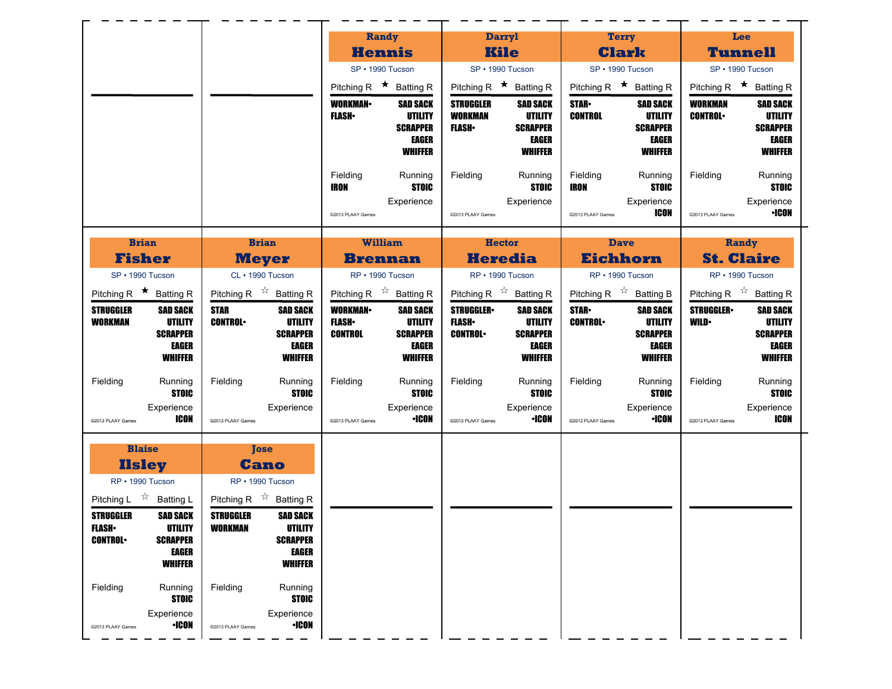## Randy Hennis

SP • 1990 Tucson

Pitching R ★ Batting R

**WORKMAN•** **SAD SACK**
**FLASH•** **UTILITY**
**SCRAPPER**
**EAGER**
**WHIFFER**

Fielding Running
**IRON** **STOIC**

Experience

©2013 PLAAY Games

## Darryl Kile

SP • 1990 Tucson

Pitching R ★ Batting R

**STRUGGLER** **SAD SACK**
**WORKMAN** **UTILITY**
**FLASH•** **SCRAPPER**
**EAGER**
**WHIFFER**

Fielding Running
**STOIC**

Experience

©2013 PLAAY Games

## Terry Clark

SP • 1990 Tucson

Pitching R ★ Batting R

**STAR•** **SAD SACK**
**CONTROL** **UTILITY**
**SCRAPPER**
**EAGER**
**WHIFFER**

Fielding Running
**IRON** **STOIC**

Experience
**ICON**

©2013 PLAAY Games

## Lee Tunnell

SP • 1990 Tucson

Pitching R ★ Batting R

**WORKMAN** **SAD SACK**
**CONTROL•** **UTILITY**
**SCRAPPER**
**EAGER**
**WHIFFER**

Fielding Running
**STOIC**

Experience
**•ICON**

©2013 PLAAY Games

## Brian Fisher

SP • 1990 Tucson

Pitching R ★ Batting R

**STRUGGLER** **SAD SACK**
**WORKMAN** **UTILITY**
**SCRAPPER**
**EAGER**
**WHIFFER**

Fielding Running
**STOIC**

Experience
**ICON**

©2013 PLAAY Games

## Brian Meyer

CL • 1990 Tucson

Pitching R ☆ Batting R

**STAR** **SAD SACK**
**CONTROL•** **UTILITY**
**SCRAPPER**
**EAGER**
**WHIFFER**

Fielding Running
**STOIC**

Experience

©2013 PLAAY Games

## William Brennan

RP • 1990 Tucson

Pitching R ☆ Batting R

**WORKMAN•** **SAD SACK**
**FLASH•** **UTILITY**
**CONTROL** **SCRAPPER**
**EAGER**
**WHIFFER**

Fielding Running
**STOIC**

Experience
**•ICON**

©2013 PLAAY Games

## Hector Heredia

RP • 1990 Tucson

Pitching R ☆ Batting R

**STRUGGLER•** **SAD SACK**
**FLASH•** **UTILITY**
**CONTROL•** **SCRAPPER**
**EAGER**
**WHIFFER**

Fielding Running
**STOIC**

Experience
**•ICON**

©2013 PLAAY Games

## Dave Eichhorn

RP • 1990 Tucson

Pitching R ☆ Batting B

**STAR•** **SAD SACK**
**CONTROL•** **UTILITY**
**SCRAPPER**
**EAGER**
**WHIFFER**

Fielding Running
**STOIC**

Experience
**•ICON**

©2013 PLAAY Games

## Randy St. Claire

RP • 1990 Tucson

Pitching R ☆ Batting R

**STRUGGLER•** **SAD SACK**
**WILD•** **UTILITY**
**SCRAPPER**
**EAGER**
**WHIFFER**

Fielding Running
**STOIC**

Experience
**ICON**

©2013 PLAAY Games

## Blaise Ilsley

RP • 1990 Tucson

Pitching L ☆ Batting L

**STRUGGLER** **SAD SACK**
**FLASH•** **UTILITY**
**CONTROL•** **SCRAPPER**
**EAGER**
**WHIFFER**

Fielding Running
**STOIC**

Experience
**•ICON**

©2013 PLAAY Games

## Jose Cano

RP • 1990 Tucson

Pitching R ☆ Batting R

**STRUGGLER** **SAD SACK**
**WORKMAN** **UTILITY**
**SCRAPPER**
**EAGER**
**WHIFFER**

Fielding Running
**STOIC**

Experience
**•ICON**

©2013 PLAAY Games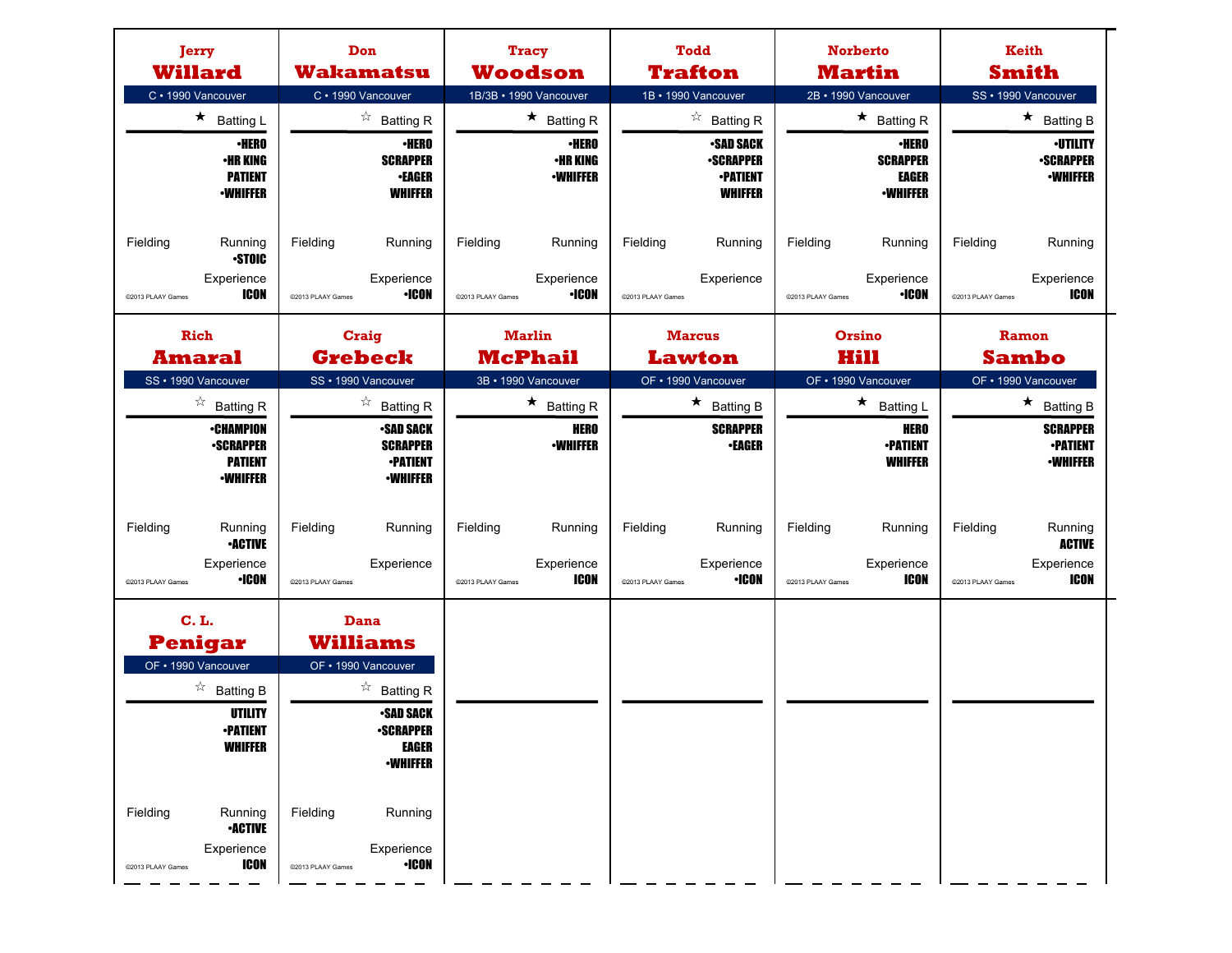## Jerry Willard
C • 1990 Vancouver

★ Batting L

- •HERO
- •HR KING
- PATIENT
- •WHIFFER

Fielding

Running
•STOIC

Experience
ICON

©2013 PLAAY Games

## Don Wakamatsu
C • 1990 Vancouver

☆ Batting R

- •HERO
- SCRAPPER
- •EAGER
- WHIFFER

Fielding

Running

Experience
•ICON

©2013 PLAAY Games

## Tracy Woodson
1B/3B • 1990 Vancouver

★ Batting R

- •HERO
- •HR KING
- •WHIFFER

Fielding

Running

Experience
•ICON

©2013 PLAAY Games

## Todd Trafton
1B • 1990 Vancouver

☆ Batting R

- •SAD SACK
- •SCRAPPER
- •PATIENT
- WHIFFER

Fielding

Running

Experience

©2013 PLAAY Games

## Norberto Martin
2B • 1990 Vancouver

★ Batting R

- •HERO
- SCRAPPER
- EAGER
- •WHIFFER

Fielding

Running

Experience
•ICON

©2013 PLAAY Games

## Keith Smith
SS • 1990 Vancouver

★ Batting B

- •UTILITY
- •SCRAPPER
- •WHIFFER

Fielding

Running

Experience
ICON

©2013 PLAAY Games

## Rich Amaral
SS • 1990 Vancouver

☆ Batting R

- •CHAMPION
- •SCRAPPER
- PATIENT
- •WHIFFER

Fielding

Running
•ACTIVE

Experience
•ICON

©2013 PLAAY Games

## Craig Grebeck
SS • 1990 Vancouver

☆ Batting R

- •SAD SACK
- SCRAPPER
- •PATIENT
- •WHIFFER

Fielding

Running

Experience

©2013 PLAAY Games

## Marlin McPhail
3B • 1990 Vancouver

★ Batting R

- HERO
- •WHIFFER

Fielding

Running

Experience
ICON

©2013 PLAAY Games

## Marcus Lawton
OF • 1990 Vancouver

★ Batting B

- SCRAPPER
- •EAGER

Fielding

Running

Experience
•ICON

©2013 PLAAY Games

## Orsino Hill
OF • 1990 Vancouver

★ Batting L

- HERO
- •PATIENT
- WHIFFER

Fielding

Running

Experience
ICON

©2013 PLAAY Games

## Ramon Sambo
OF • 1990 Vancouver

★ Batting B

- SCRAPPER
- •PATIENT
- •WHIFFER

Fielding

Running
ACTIVE

Experience
ICON

©2013 PLAAY Games

## C. L. Penigar
OF • 1990 Vancouver

☆ Batting B

- UTILITY
- •PATIENT
- WHIFFER

Fielding

Running
•ACTIVE

Experience
ICON

©2013 PLAAY Games

## Dana Williams
OF • 1990 Vancouver

☆ Batting R

- •SAD SACK
- •SCRAPPER
- EAGER
- •WHIFFER

Fielding

Running

Experience
•ICON

©2013 PLAAY Games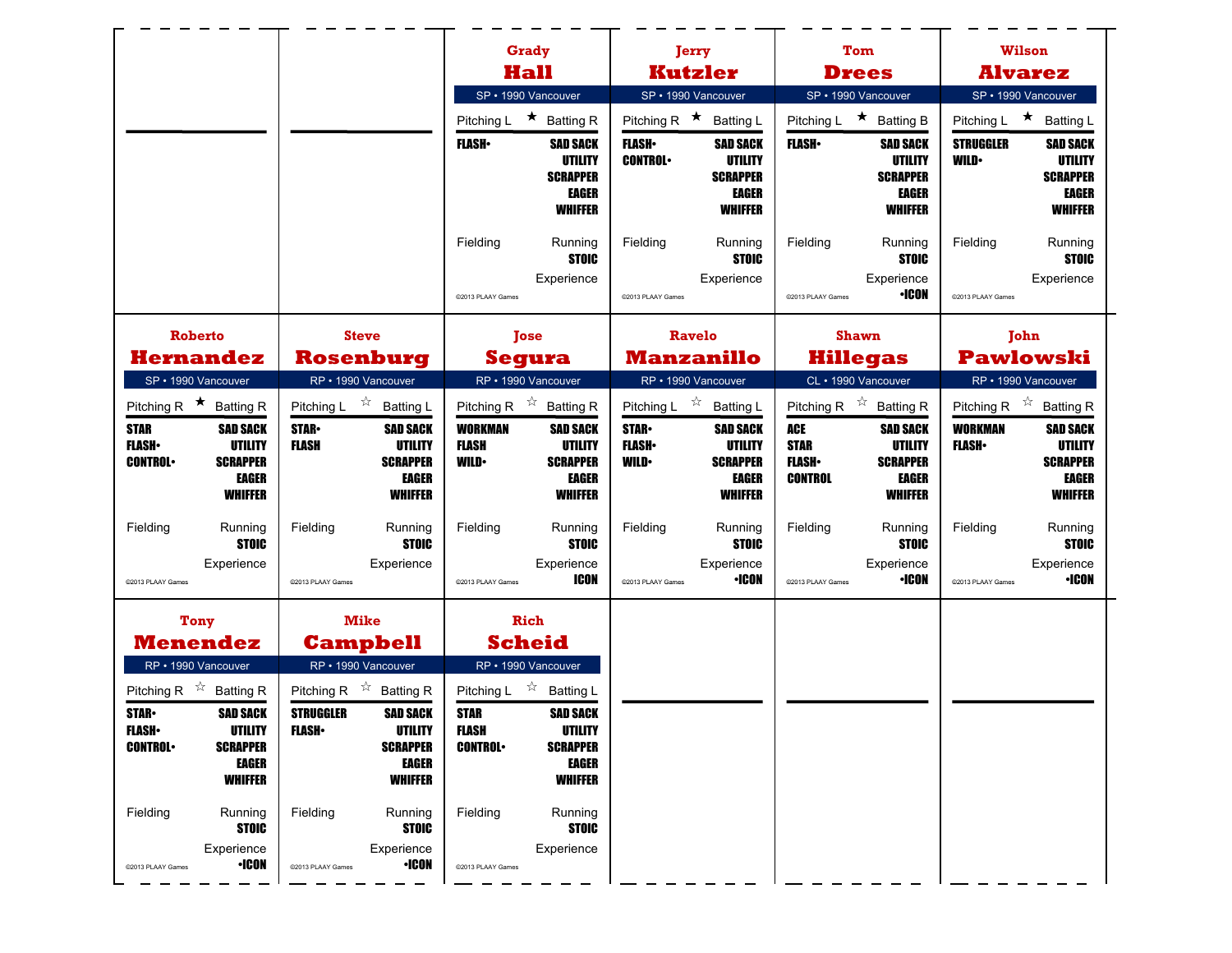**Grady Hall**

SP • 1990 Vancouver

Pitching L ★ Batting R

FLASH•

SAD SACK
UTILITY
SCRAPPER
EAGER
WHIFFER

Fielding

Running
STOIC

Experience

©2013 PLAAY Games

---

**Jerry Kutzler**

SP • 1990 Vancouver

Pitching R ★ Batting L

FLASH•
CONTROL•

SAD SACK
UTILITY
SCRAPPER
EAGER
WHIFFER

Fielding

Running
STOIC

Experience

©2013 PLAAY Games

---

**Tom Drees**

SP • 1990 Vancouver

Pitching L ★ Batting B

FLASH•

SAD SACK
UTILITY
SCRAPPER
EAGER
WHIFFER

Fielding

Running
STOIC

Experience
•ICON

©2013 PLAAY Games

---

**Wilson Alvarez**

SP • 1990 Vancouver

Pitching L ★ Batting L

STRUGGLER
WILD•

SAD SACK
UTILITY
SCRAPPER
EAGER
WHIFFER

Fielding

Running
STOIC

Experience

©2013 PLAAY Games

---

**Roberto Hernandez**

SP • 1990 Vancouver

Pitching R ★ Batting R

STAR
FLASH•
CONTROL•

SAD SACK
UTILITY
SCRAPPER
EAGER
WHIFFER

Fielding

Running
STOIC

Experience

©2013 PLAAY Games

---

**Steve Rosenburg**

RP • 1990 Vancouver

Pitching L ☆ Batting L

STAR•
FLASH

SAD SACK
UTILITY
SCRAPPER
EAGER
WHIFFER

Fielding

Running
STOIC

Experience

©2013 PLAAY Games

---

**Jose Segura**

RP • 1990 Vancouver

Pitching R ☆ Batting R

WORKMAN
FLASH
WILD•

SAD SACK
UTILITY
SCRAPPER
EAGER
WHIFFER

Fielding

Running
STOIC

Experience
ICON

©2013 PLAAY Games

---

**Ravelo Manzanillo**

RP • 1990 Vancouver

Pitching L ☆ Batting L

STAR•
FLASH•
WILD•

SAD SACK
UTILITY
SCRAPPER
EAGER
WHIFFER

Fielding

Running
STOIC

Experience
•ICON

©2013 PLAAY Games

---

**Shawn Hillegas**

CL • 1990 Vancouver

Pitching R ☆ Batting R

ACE
STAR
FLASH•
CONTROL

SAD SACK
UTILITY
SCRAPPER
EAGER
WHIFFER

Fielding

Running
STOIC

Experience
•ICON

©2013 PLAAY Games

---

**John Pawlowski**

RP • 1990 Vancouver

Pitching R ☆ Batting R

WORKMAN
FLASH•

SAD SACK
UTILITY
SCRAPPER
EAGER
WHIFFER

Fielding

Running
STOIC

Experience
•ICON

©2013 PLAAY Games

---

**Tony Menendez**

RP • 1990 Vancouver

Pitching R ☆ Batting R

STAR•
FLASH•
CONTROL•

SAD SACK
UTILITY
SCRAPPER
EAGER
WHIFFER

Fielding

Running
STOIC

Experience
•ICON

©2013 PLAAY Games

---

**Mike Campbell**

RP • 1990 Vancouver

Pitching R ☆ Batting R

STRUGGLER
FLASH•

SAD SACK
UTILITY
SCRAPPER
EAGER
WHIFFER

Fielding

Running
STOIC

Experience
•ICON

©2013 PLAAY Games

---

**Rich Scheid**

RP • 1990 Vancouver

Pitching L ☆ Batting L

STAR
FLASH
CONTROL•

SAD SACK
UTILITY
SCRAPPER
EAGER
WHIFFER

Fielding

Running
STOIC

Experience

©2013 PLAAY Games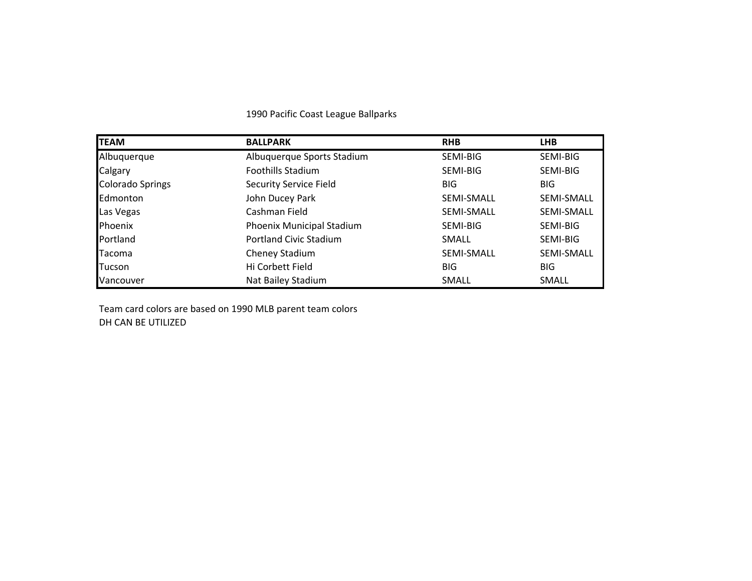1990 Pacific Coast League Ballparks

| TEAM | BALLPARK | RHB | LHB |
| --- | --- | --- | --- |
| Albuquerque | Albuquerque Sports Stadium | SEMI-BIG | SEMI-BIG |
| Calgary | Foothills Stadium | SEMI-BIG | SEMI-BIG |
| Colorado Springs | Security Service Field | BIG | BIG |
| Edmonton | John Ducey Park | SEMI-SMALL | SEMI-SMALL |
| Las Vegas | Cashman Field | SEMI-SMALL | SEMI-SMALL |
| Phoenix | Phoenix Municipal Stadium | SEMI-BIG | SEMI-BIG |
| Portland | Portland Civic Stadium | SMALL | SEMI-BIG |
| Tacoma | Cheney Stadium | SEMI-SMALL | SEMI-SMALL |
| Tucson | Hi Corbett Field | BIG | BIG |
| Vancouver | Nat Bailey Stadium | SMALL | SMALL |

Team card colors are based on 1990 MLB parent team colors

DH CAN BE UTILIZED